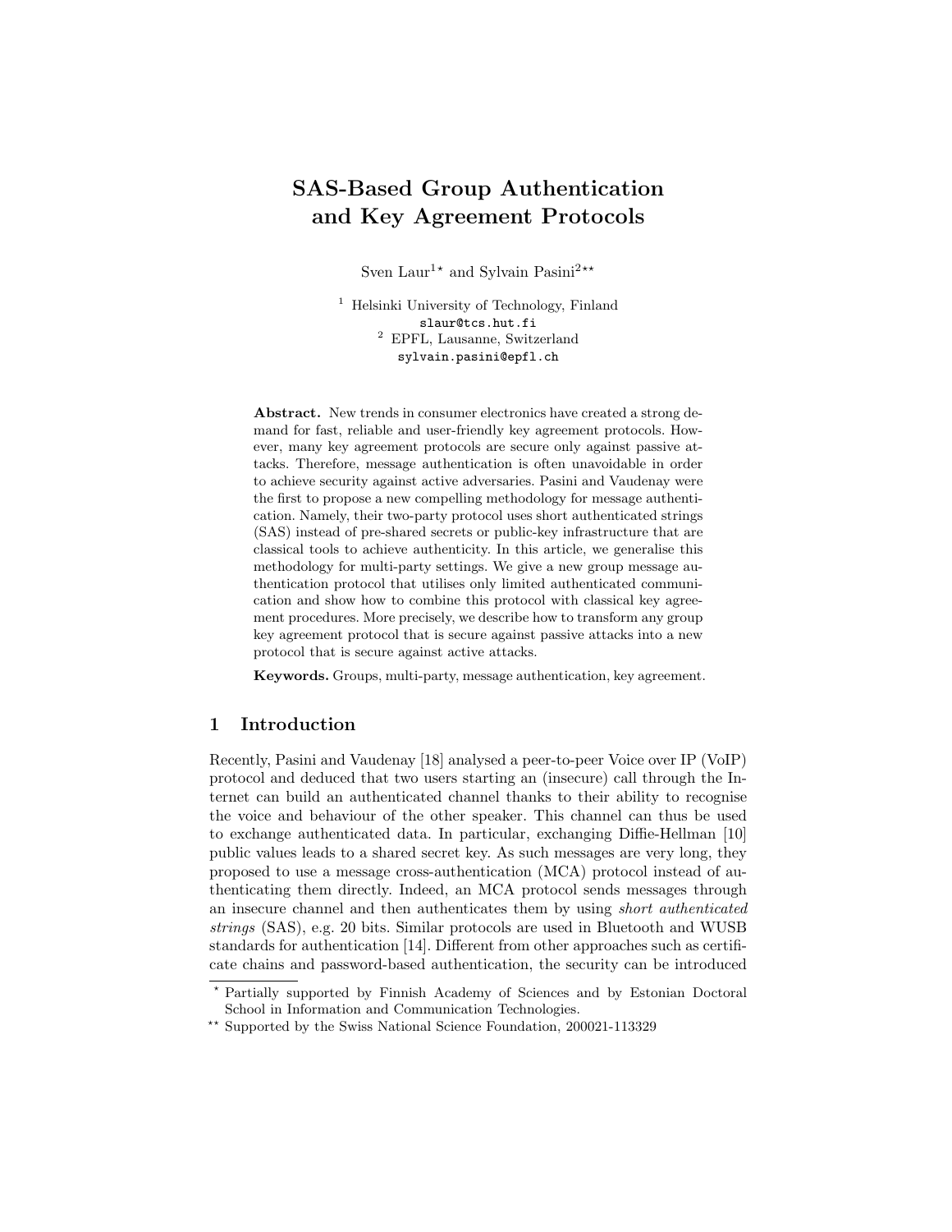# SAS-Based Group Authentication and Key Agreement Protocols

Sven Laur[1]* and Sylvain Pasini[2]**

[1] Helsinki University of Technology, Finland
slaur@tcs.hut.fi
[2] EPFL, Lausanne, Switzerland
sylvain.pasini@epfl.ch

**Abstract.** New trends in consumer electronics have created a strong demand for fast, reliable and user-friendly key agreement protocols. However, many key agreement protocols are secure only against passive attacks. Therefore, message authentication is often unavoidable in order to achieve security against active adversaries. Pasini and Vaudenay were the first to propose a new compelling methodology for message authentication. Namely, their two-party protocol uses short authenticated strings (SAS) instead of pre-shared secrets or public-key infrastructure that are classical tools to achieve authenticity. In this article, we generalise this methodology for multi-party settings. We give a new group message authentication protocol that utilises only limited authenticated communication and show how to combine this protocol with classical key agreement procedures. More precisely, we describe how to transform any group key agreement protocol that is secure against passive attacks into a new protocol that is secure against active attacks.

**Keywords.** Groups, multi-party, message authentication, key agreement.

## 1 Introduction

Recently, Pasini and Vaudenay [18] analysed a peer-to-peer Voice over IP (VoIP) protocol and deduced that two users starting an (insecure) call through the Internet can build an authenticated channel thanks to their ability to recognise the voice and behaviour of the other speaker. This channel can thus be used to exchange authenticated data. In particular, exchanging Diffie-Hellman [10] public values leads to a shared secret key. As such messages are very long, they proposed to use a message cross-authentication (MCA) protocol instead of authenticating them directly. Indeed, an MCA protocol sends messages through an insecure channel and then authenticates them by using *short authenticated strings* (SAS), e.g. 20 bits. Similar protocols are used in Bluetooth and WUSB standards for authentication [14]. Different from other approaches such as certificate chains and password-based authentication, the security can be introduced

* Partially supported by Finnish Academy of Sciences and by Estonian Doctoral School in Information and Communication Technologies.

** Supported by the Swiss National Science Foundation, 200021-113329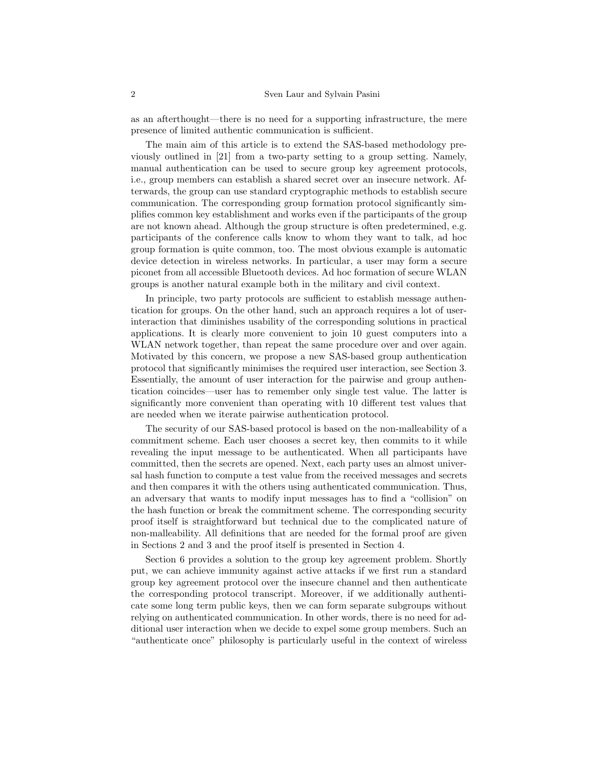as an afterthought—there is no need for a supporting infrastructure, the mere presence of limited authentic communication is sufficient.

The main aim of this article is to extend the SAS-based methodology previously outlined in [21] from a two-party setting to a group setting. Namely, manual authentication can be used to secure group key agreement protocols, i.e., group members can establish a shared secret over an insecure network. Afterwards, the group can use standard cryptographic methods to establish secure communication. The corresponding group formation protocol significantly simplifies common key establishment and works even if the participants of the group are not known ahead. Although the group structure is often predetermined, e.g. participants of the conference calls know to whom they want to talk, ad hoc group formation is quite common, too. The most obvious example is automatic device detection in wireless networks. In particular, a user may form a secure piconet from all accessible Bluetooth devices. Ad hoc formation of secure WLAN groups is another natural example both in the military and civil context.

In principle, two party protocols are sufficient to establish message authentication for groups. On the other hand, such an approach requires a lot of user-interaction that diminishes usability of the corresponding solutions in practical applications. It is clearly more convenient to join 10 guest computers into a WLAN network together, than repeat the same procedure over and over again. Motivated by this concern, we propose a new SAS-based group authentication protocol that significantly minimises the required user interaction, see Section 3. Essentially, the amount of user interaction for the pairwise and group authentication coincides—user has to remember only single test value. The latter is significantly more convenient than operating with 10 different test values that are needed when we iterate pairwise authentication protocol.

The security of our SAS-based protocol is based on the non-malleability of a commitment scheme. Each user chooses a secret key, then commits to it while revealing the input message to be authenticated. When all participants have committed, then the secrets are opened. Next, each party uses an almost universal hash function to compute a test value from the received messages and secrets and then compares it with the others using authenticated communication. Thus, an adversary that wants to modify input messages has to find a "collision" on the hash function or break the commitment scheme. The corresponding security proof itself is straightforward but technical due to the complicated nature of non-malleability. All definitions that are needed for the formal proof are given in Sections 2 and 3 and the proof itself is presented in Section 4.

Section 6 provides a solution to the group key agreement problem. Shortly put, we can achieve immunity against active attacks if we first run a standard group key agreement protocol over the insecure channel and then authenticate the corresponding protocol transcript. Moreover, if we additionally authenticate some long term public keys, then we can form separate subgroups without relying on authenticated communication. In other words, there is no need for additional user interaction when we decide to expel some group members. Such an "authenticate once" philosophy is particularly useful in the context of wireless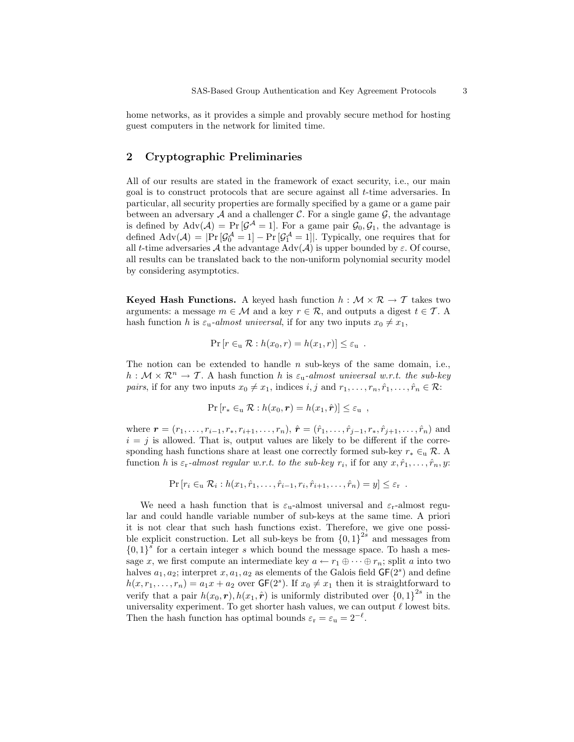home networks, as it provides a simple and provably secure method for hosting guest computers in the network for limited time.

## 2 Cryptographic Preliminaries

All of our results are stated in the framework of exact security, i.e., our main goal is to construct protocols that are secure against all $t$-time adversaries. In particular, all security properties are formally specified by a game or a game pair between an adversary $\mathcal{A}$ and a challenger $\mathcal{C}$. For a single game $\mathcal{G}$, the advantage is defined by $\mathrm{Adv}(\mathcal{A}) = \Pr[\mathcal{G}^{\mathcal{A}} = 1]$. For a game pair $\mathcal{G}_0, \mathcal{G}_1$, the advantage is defined $\mathrm{Adv}(\mathcal{A}) = |\Pr[\mathcal{G}_0^{\mathcal{A}} = 1] - \Pr[\mathcal{G}_1^{\mathcal{A}} = 1]|$. Typically, one requires that for all $t$-time adversaries $\mathcal{A}$ the advantage $\mathrm{Adv}(\mathcal{A})$ is upper bounded by $\varepsilon$. Of course, all results can be translated back to the non-uniform polynomial security model by considering asymptotics.

**Keyed Hash Functions.** A keyed hash function $h : \mathcal{M} \times \mathcal{R} \to \mathcal{T}$ takes two arguments: a message $m \in \mathcal{M}$ and a key $r \in \mathcal{R}$, and outputs a digest $t \in \mathcal{T}$. A hash function $h$ is $\varepsilon_{\mathrm{u}}$-*almost universal*, if for any two inputs $x_0 \neq x_1$,

$$\Pr[r \in_{\mathrm{u}} \mathcal{R} : h(x_0, r) = h(x_1, r)] \leq \varepsilon_{\mathrm{u}} \enspace .$$

The notion can be extended to handle $n$ sub-keys of the same domain, i.e., $h : \mathcal{M} \times \mathcal{R}^n \to \mathcal{T}$. A hash function $h$ is $\varepsilon_{\mathrm{u}}$-*almost universal w.r.t. the sub-key pairs*, if for any two inputs $x_0 \neq x_1$, indices $i, j$ and $r_1, \ldots, r_n, \hat{r}_1, \ldots, \hat{r}_n \in \mathcal{R}$:

$$\Pr[r_* \in_{\mathrm{u}} \mathcal{R} : h(x_0, \boldsymbol{r}) = h(x_1, \hat{\boldsymbol{r}})] \leq \varepsilon_{\mathrm{u}} \enspace ,$$

where $\boldsymbol{r} = (r_1, \ldots, r_{i-1}, r_*, r_{i+1}, \ldots, r_n)$, $\hat{\boldsymbol{r}} = (\hat{r}_1, \ldots, \hat{r}_{j-1}, r_*, \hat{r}_{j+1}, \ldots, \hat{r}_n)$ and $i = j$ is allowed. That is, output values are likely to be different if the corresponding hash functions share at least one correctly formed sub-key $r_* \in_{\mathrm{u}} \mathcal{R}$. A function $h$ is $\varepsilon_{\mathrm{r}}$-*almost regular w.r.t. to the sub-key* $r_i$, if for any $x, \hat{r}_1, \ldots, \hat{r}_n, y$:

$$\Pr[r_i \in_{\mathrm{u}} \mathcal{R}_i : h(x, \hat{r}_1, \ldots, \hat{r}_{i-1}, r_i, \hat{r}_{i+1}, \ldots, \hat{r}_n) = y] \leq \varepsilon_{\mathrm{r}} \enspace .$$

We need a hash function that is $\varepsilon_{\mathrm{u}}$-almost universal and $\varepsilon_{\mathrm{r}}$-almost regular and could handle variable number of sub-keys at the same time. A priori it is not clear that such hash functions exist. Therefore, we give one possible explicit construction. Let all sub-keys be from $\{0,1\}^{2s}$ and messages from $\{0,1\}^s$ for a certain integer $s$ which bound the message space. To hash a message $x$, we first compute an intermediate key $a \leftarrow r_1 \oplus \cdots \oplus r_n$; split $a$ into two halves $a_1, a_2$; interpret $x, a_1, a_2$ as elements of the Galois field $\mathsf{GF}(2^s)$ and define $h(x, r_1, \ldots, r_n) = a_1 x + a_2$ over $\mathsf{GF}(2^s)$. If $x_0 \neq x_1$ then it is straightforward to verify that a pair $h(x_0, \boldsymbol{r}), h(x_1, \hat{\boldsymbol{r}})$ is uniformly distributed over $\{0,1\}^{2s}$ in the universality experiment. To get shorter hash values, we can output $\ell$ lowest bits. Then the hash function has optimal bounds $\varepsilon_{\mathrm{r}} = \varepsilon_{\mathrm{u}} = 2^{-\ell}$.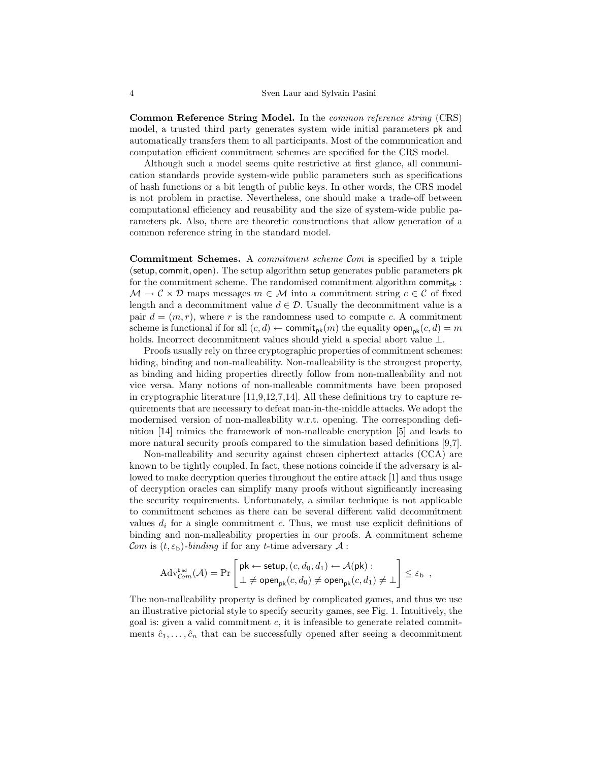**Common Reference String Model.** In the *common reference string* (CRS) model, a trusted third party generates system wide initial parameters $\mathsf{pk}$ and automatically transfers them to all participants. Most of the communication and computation efficient commitment schemes are specified for the CRS model.

Although such a model seems quite restrictive at first glance, all communication standards provide system-wide public parameters such as specifications of hash functions or a bit length of public keys. In other words, the CRS model is not problem in practise. Nevertheless, one should make a trade-off between computational efficiency and reusability and the size of system-wide public parameters $\mathsf{pk}$. Also, there are theoretic constructions that allow generation of a common reference string in the standard model.

**Commitment Schemes.** A *commitment scheme* $\mathcal{C}om$ is specified by a triple $(\mathsf{setup}, \mathsf{commit}, \mathsf{open})$. The setup algorithm $\mathsf{setup}$ generates public parameters $\mathsf{pk}$ for the commitment scheme. The randomised commitment algorithm $\mathsf{commit}_{\mathsf{pk}} : \mathcal{M} \to \mathcal{C} \times \mathcal{D}$ maps messages $m \in \mathcal{M}$ into a commitment string $c \in \mathcal{C}$ of fixed length and a decommitment value $d \in \mathcal{D}$. Usually the decommitment value is a pair $d = (m, r)$, where $r$ is the randomness used to compute $c$. A commitment scheme is functional if for all $(c, d) \leftarrow \mathsf{commit}_{\mathsf{pk}}(m)$ the equality $\mathsf{open}_{\mathsf{pk}}(c, d) = m$ holds. Incorrect decommitment values should yield a special abort value $\perp$.

Proofs usually rely on three cryptographic properties of commitment schemes: hiding, binding and non-malleability. Non-malleability is the strongest property, as binding and hiding properties directly follow from non-malleability and not vice versa. Many notions of non-malleable commitments have been proposed in cryptographic literature [11,9,12,7,14]. All these definitions try to capture requirements that are necessary to defeat man-in-the-middle attacks. We adopt the modernised version of non-malleability w.r.t. opening. The corresponding definition [14] mimics the framework of non-malleable encryption [5] and leads to more natural security proofs compared to the simulation based definitions [9,7].

Non-malleability and security against chosen ciphertext attacks (CCA) are known to be tightly coupled. In fact, these notions coincide if the adversary is allowed to make decryption queries throughout the entire attack [1] and thus usage of decryption oracles can simplify many proofs without significantly increasing the security requirements. Unfortunately, a similar technique is not applicable to commitment schemes as there can be several different valid decommitment values $d_i$ for a single commitment $c$. Thus, we must use explicit definitions of binding and non-malleability properties in our proofs. A commitment scheme $\mathcal{C}om$ is $(t, \varepsilon_{\mathrm{b}})$-*binding* if for any $t$-time adversary $\mathcal{A}$ :

$$\mathrm{Adv}^{\mathsf{bind}}_{\mathcal{C}om}(\mathcal{A}) = \Pr\left[\begin{array}{l}\mathsf{pk} \leftarrow \mathsf{setup}, (c, d_0, d_1) \leftarrow \mathcal{A}(\mathsf{pk}) : \\ \perp \neq \mathsf{open}_{\mathsf{pk}}(c, d_0) \neq \mathsf{open}_{\mathsf{pk}}(c, d_1) \neq \perp\end{array}\right] \leq \varepsilon_{\mathrm{b}} \enspace ,$$

The non-malleability property is defined by complicated games, and thus we use an illustrative pictorial style to specify security games, see Fig. 1. Intuitively, the goal is: given a valid commitment $c$, it is infeasible to generate related commitments $\hat{c}_1, \ldots, \hat{c}_n$ that can be successfully opened after seeing a decommitment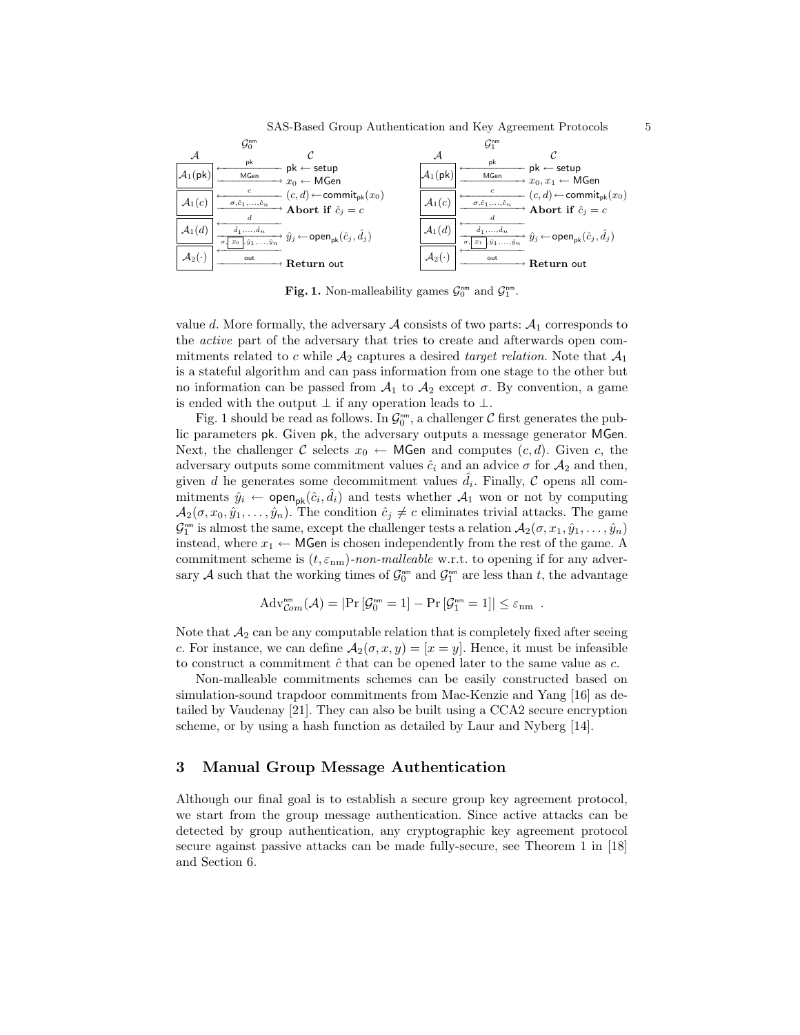| $\mathcal{G}_0^{\mathsf{nm}}$ | | | $\mathcal{G}_1^{\mathsf{nm}}$ | | |
|---|---|---|---|---|---|
| $\mathcal{A}$ | | $\mathcal{C}$ | $\mathcal{A}$ | | $\mathcal{C}$ |
| $\mathcal{A}_1(\mathsf{pk})$ | $\xleftarrow{\mathsf{pk}}$ $\xrightarrow{\mathsf{MGen}}$ | $\mathsf{pk} \leftarrow \mathsf{setup}$; $x_0 \leftarrow \mathsf{MGen}$ | $\mathcal{A}_1(\mathsf{pk})$ | $\xleftarrow{\mathsf{pk}}$ $\xrightarrow{\mathsf{MGen}}$ | $\mathsf{pk} \leftarrow \mathsf{setup}$; $x_0, x_1 \leftarrow \mathsf{MGen}$ |
| $\mathcal{A}_1(c)$ | $\xleftarrow{c}$ $\xrightarrow{\sigma, \hat{c}_1, \ldots, \hat{c}_n}$ | $(c,d) \leftarrow \mathsf{commit}_{\mathsf{pk}}(x_0)$; **Abort if** $\hat{c}_j = c$ | $\mathcal{A}_1(c)$ | $\xleftarrow{c}$ $\xrightarrow{\sigma, \hat{c}_1, \ldots, \hat{c}_n}$ | $(c,d) \leftarrow \mathsf{commit}_{\mathsf{pk}}(x_0)$; **Abort if** $\hat{c}_j = c$ |
| $\mathcal{A}_1(d)$ | $\xleftarrow{d}$ $\xrightarrow{\hat{d}_1, \ldots, \hat{d}_n}$ $\xleftarrow{\sigma, \boxed{x_0}, \hat{y}_1, \ldots, \hat{y}_n}$ | $\hat{y}_j \leftarrow \mathsf{open}_{\mathsf{pk}}(\hat{c}_j, \hat{d}_j)$ | $\mathcal{A}_1(d)$ | $\xleftarrow{d}$ $\xrightarrow{\hat{d}_1, \ldots, \hat{d}_n}$ $\xleftarrow{\sigma, \boxed{x_1}, \hat{y}_1, \ldots, \hat{y}_n}$ | $\hat{y}_j \leftarrow \mathsf{open}_{\mathsf{pk}}(\hat{c}_j, \hat{d}_j)$ |
| $\mathcal{A}_2(\cdot)$ | $\xrightarrow{\mathsf{out}}$ | **Return** $\mathsf{out}$ | $\mathcal{A}_2(\cdot)$ | $\xrightarrow{\mathsf{out}}$ | **Return** $\mathsf{out}$ |

**Fig. 1.** Non-malleability games $\mathcal{G}_0^{\mathsf{nm}}$ and $\mathcal{G}_1^{\mathsf{nm}}$.

value $d$. More formally, the adversary $\mathcal{A}$ consists of two parts: $\mathcal{A}_1$ corresponds to the *active* part of the adversary that tries to create and afterwards open commitments related to $c$ while $\mathcal{A}_2$ captures a desired *target relation*. Note that $\mathcal{A}_1$ is a stateful algorithm and can pass information from one stage to the other but no information can be passed from $\mathcal{A}_1$ to $\mathcal{A}_2$ except $\sigma$. By convention, a game is ended with the output $\perp$ if any operation leads to $\perp$.

Fig. 1 should be read as follows. In $\mathcal{G}_0^{\mathsf{nm}}$, a challenger $\mathcal{C}$ first generates the public parameters $\mathsf{pk}$. Given $\mathsf{pk}$, the adversary outputs a message generator $\mathsf{MGen}$. Next, the challenger $\mathcal{C}$ selects $x_0 \leftarrow \mathsf{MGen}$ and computes $(c, d)$. Given $c$, the adversary outputs some commitment values $\hat{c}_i$ and an advice $\sigma$ for $\mathcal{A}_2$ and then, given $d$ he generates some decommitment values $\hat{d}_i$. Finally, $\mathcal{C}$ opens all commitments $\hat{y}_i \leftarrow \mathsf{open}_{\mathsf{pk}}(\hat{c}_i, \hat{d}_i)$ and tests whether $\mathcal{A}_1$ won or not by computing $\mathcal{A}_2(\sigma, x_0, \hat{y}_1, \ldots, \hat{y}_n)$. The condition $\hat{c}_j \neq c$ eliminates trivial attacks. The game $\mathcal{G}_1^{\mathsf{nm}}$ is almost the same, except the challenger tests a relation $\mathcal{A}_2(\sigma, x_1, \hat{y}_1, \ldots, \hat{y}_n)$ instead, where $x_1 \leftarrow \mathsf{MGen}$ is chosen independently from the rest of the game. A commitment scheme is $(t, \varepsilon_{\mathrm{nm}})$-*non-malleable* w.r.t. to opening if for any adversary $\mathcal{A}$ such that the working times of $\mathcal{G}_0^{\mathsf{nm}}$ and $\mathcal{G}_1^{\mathsf{nm}}$ are less than $t$, the advantage

$$\mathrm{Adv}^{\mathsf{nm}}_{\mathcal{C}om}(\mathcal{A}) = \left|\Pr\left[\mathcal{G}_0^{\mathsf{nm}} = 1\right] - \Pr\left[\mathcal{G}_1^{\mathsf{nm}} = 1\right]\right| \leq \varepsilon_{\mathrm{nm}} \enspace .$$

Note that $\mathcal{A}_2$ can be any computable relation that is completely fixed after seeing $c$. For instance, we can define $\mathcal{A}_2(\sigma, x, y) = [x = y]$. Hence, it must be infeasible to construct a commitment $\hat{c}$ that can be opened later to the same value as $c$.

Non-malleable commitments schemes can be easily constructed based on simulation-sound trapdoor commitments from Mac-Kenzie and Yang [16] as detailed by Vaudenay [21]. They can also be built using a CCA2 secure encryption scheme, or by using a hash function as detailed by Laur and Nyberg [14].

## 3 Manual Group Message Authentication

Although our final goal is to establish a secure group key agreement protocol, we start from the group message authentication. Since active attacks can be detected by group authentication, any cryptographic key agreement protocol secure against passive attacks can be made fully-secure, see Theorem 1 in [18] and Section 6.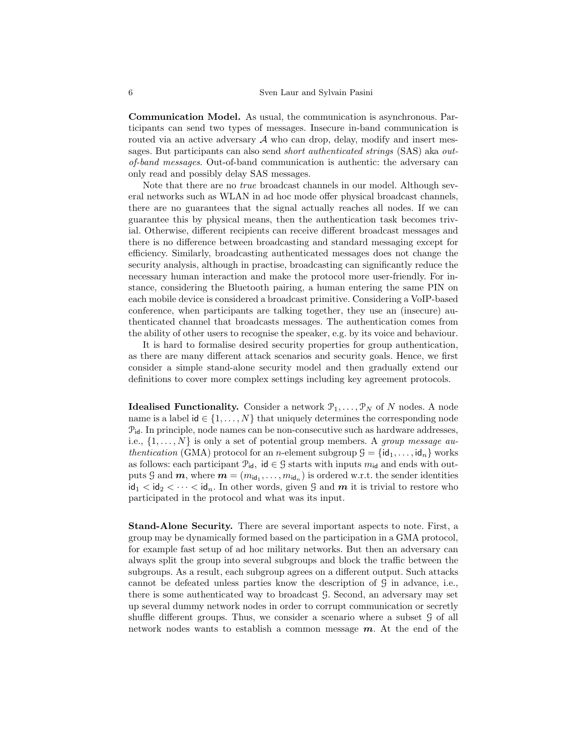**Communication Model.** As usual, the communication is asynchronous. Participants can send two types of messages. Insecure in-band communication is routed via an active adversary $\mathcal{A}$ who can drop, delay, modify and insert messages. But participants can also send *short authenticated strings* (SAS) aka *out-of-band messages*. Out-of-band communication is authentic: the adversary can only read and possibly delay SAS messages.

Note that there are no *true* broadcast channels in our model. Although several networks such as WLAN in ad hoc mode offer physical broadcast channels, there are no guarantees that the signal actually reaches all nodes. If we can guarantee this by physical means, then the authentication task becomes trivial. Otherwise, different recipients can receive different broadcast messages and there is no difference between broadcasting and standard messaging except for efficiency. Similarly, broadcasting authenticated messages does not change the security analysis, although in practise, broadcasting can significantly reduce the necessary human interaction and make the protocol more user-friendly. For instance, considering the Bluetooth pairing, a human entering the same PIN on each mobile device is considered a broadcast primitive. Considering a VoIP-based conference, when participants are talking together, they use an (insecure) authenticated channel that broadcasts messages. The authentication comes from the ability of other users to recognise the speaker, e.g. by its voice and behaviour.

It is hard to formalise desired security properties for group authentication, as there are many different attack scenarios and security goals. Hence, we first consider a simple stand-alone security model and then gradually extend our definitions to cover more complex settings including key agreement protocols.

**Idealised Functionality.** Consider a network $\mathcal{P}_1, \ldots, \mathcal{P}_N$ of $N$ nodes. A node name is a label $\mathsf{id} \in \{1, \ldots, N\}$ that uniquely determines the corresponding node $\mathcal{P}_{\mathsf{id}}$. In principle, node names can be non-consecutive such as hardware addresses, i.e., $\{1, \ldots, N\}$ is only a set of potential group members. A *group message authentication* (GMA) protocol for an $n$-element subgroup $\mathcal{G} = \{\mathsf{id}_1, \ldots, \mathsf{id}_n\}$ works as follows: each participant $\mathcal{P}_{\mathsf{id}}$, $\mathsf{id} \in \mathcal{G}$ starts with inputs $m_{\mathsf{id}}$ and ends with outputs $\mathcal{G}$ and $\boldsymbol{m}$, where $\boldsymbol{m} = (m_{\mathsf{id}_1}, \ldots, m_{\mathsf{id}_n})$ is ordered w.r.t. the sender identities $\mathsf{id}_1 < \mathsf{id}_2 < \cdots < \mathsf{id}_n$. In other words, given $\mathcal{G}$ and $\boldsymbol{m}$ it is trivial to restore who participated in the protocol and what was its input.

**Stand-Alone Security.** There are several important aspects to note. First, a group may be dynamically formed based on the participation in a GMA protocol, for example fast setup of ad hoc military networks. But then an adversary can always split the group into several subgroups and block the traffic between the subgroups. As a result, each subgroup agrees on a different output. Such attacks cannot be defeated unless parties know the description of $\mathcal{G}$ in advance, i.e., there is some authenticated way to broadcast $\mathcal{G}$. Second, an adversary may set up several dummy network nodes in order to corrupt communication or secretly shuffle different groups. Thus, we consider a scenario where a subset $\mathcal{G}$ of all network nodes wants to establish a common message $\boldsymbol{m}$. At the end of the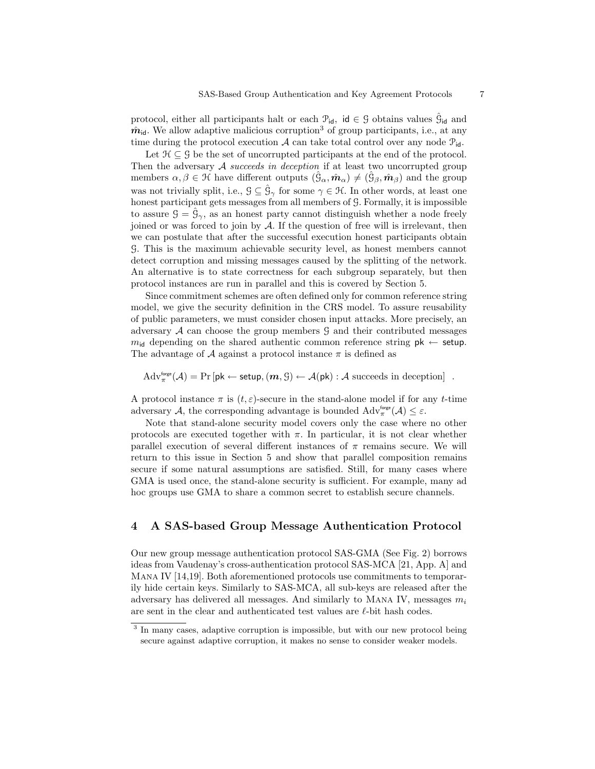protocol, either all participants halt or each $\mathcal{P}_{\mathsf{id}}$, $\mathsf{id} \in \mathcal{G}$ obtains values $\hat{\mathcal{G}}_{\mathsf{id}}$ and $\hat{\boldsymbol{m}}_{\mathsf{id}}$. We allow adaptive malicious corruption[3] of group participants, i.e., at any time during the protocol execution $\mathcal{A}$ can take total control over any node $\mathcal{P}_{\mathsf{id}}$.

Let $\mathcal{H} \subseteq \mathcal{G}$ be the set of uncorrupted participants at the end of the protocol. Then the adversary $\mathcal{A}$ *succeeds in deception* if at least two uncorrupted group members $\alpha, \beta \in \mathcal{H}$ have different outputs $(\hat{\mathcal{G}}_\alpha, \hat{\boldsymbol{m}}_\alpha) \neq (\hat{\mathcal{G}}_\beta, \hat{\boldsymbol{m}}_\beta)$ and the group was not trivially split, i.e., $\mathcal{G} \subseteq \hat{\mathcal{G}}_\gamma$ for some $\gamma \in \mathcal{H}$. In other words, at least one honest participant gets messages from all members of $\mathcal{G}$. Formally, it is impossible to assure $\mathcal{G} = \hat{\mathcal{G}}_\gamma$, as an honest party cannot distinguish whether a node freely joined or was forced to join by $\mathcal{A}$. If the question of free will is irrelevant, then we can postulate that after the successful execution honest participants obtain $\mathcal{G}$. This is the maximum achievable security level, as honest members cannot detect corruption and missing messages caused by the splitting of the network. An alternative is to state correctness for each subgroup separately, but then protocol instances are run in parallel and this is covered by Section 5.

Since commitment schemes are often defined only for common reference string model, we give the security definition in the CRS model. To assure reusability of public parameters, we must consider chosen input attacks. More precisely, an adversary $\mathcal{A}$ can choose the group members $\mathcal{G}$ and their contributed messages $m_{\mathsf{id}}$ depending on the shared authentic common reference string $\mathsf{pk} \leftarrow \mathsf{setup}$. The advantage of $\mathcal{A}$ against a protocol instance $\pi$ is defined as

$$\mathrm{Adv}^{\mathsf{forge}}_{\pi}(\mathcal{A}) = \Pr\left[\mathsf{pk} \leftarrow \mathsf{setup}, (\boldsymbol{m}, \mathcal{G}) \leftarrow \mathcal{A}(\mathsf{pk}) : \mathcal{A} \text{ succeeds in deception}\right] .$$

A protocol instance $\pi$ is $(t, \varepsilon)$-secure in the stand-alone model if for any $t$-time adversary $\mathcal{A}$, the corresponding advantage is bounded $\mathrm{Adv}^{\mathsf{forge}}_{\pi}(\mathcal{A}) \leq \varepsilon$.

Note that stand-alone security model covers only the case where no other protocols are executed together with $\pi$. In particular, it is not clear whether parallel execution of several different instances of $\pi$ remains secure. We will return to this issue in Section 5 and show that parallel composition remains secure if some natural assumptions are satisfied. Still, for many cases where GMA is used once, the stand-alone security is sufficient. For example, many ad hoc groups use GMA to share a common secret to establish secure channels.

## 4 A SAS-based Group Message Authentication Protocol

Our new group message authentication protocol SAS-GMA (See Fig. 2) borrows ideas from Vaudenay's cross-authentication protocol SAS-MCA [21, App. A] and MANA IV [14,19]. Both aforementioned protocols use commitments to temporarily hide certain keys. Similarly to SAS-MCA, all sub-keys are released after the adversary has delivered all messages. And similarly to MANA IV, messages $m_i$ are sent in the clear and authenticated test values are $\ell$-bit hash codes.

---

[3] In many cases, adaptive corruption is impossible, but with our new protocol being secure against adaptive corruption, it makes no sense to consider weaker models.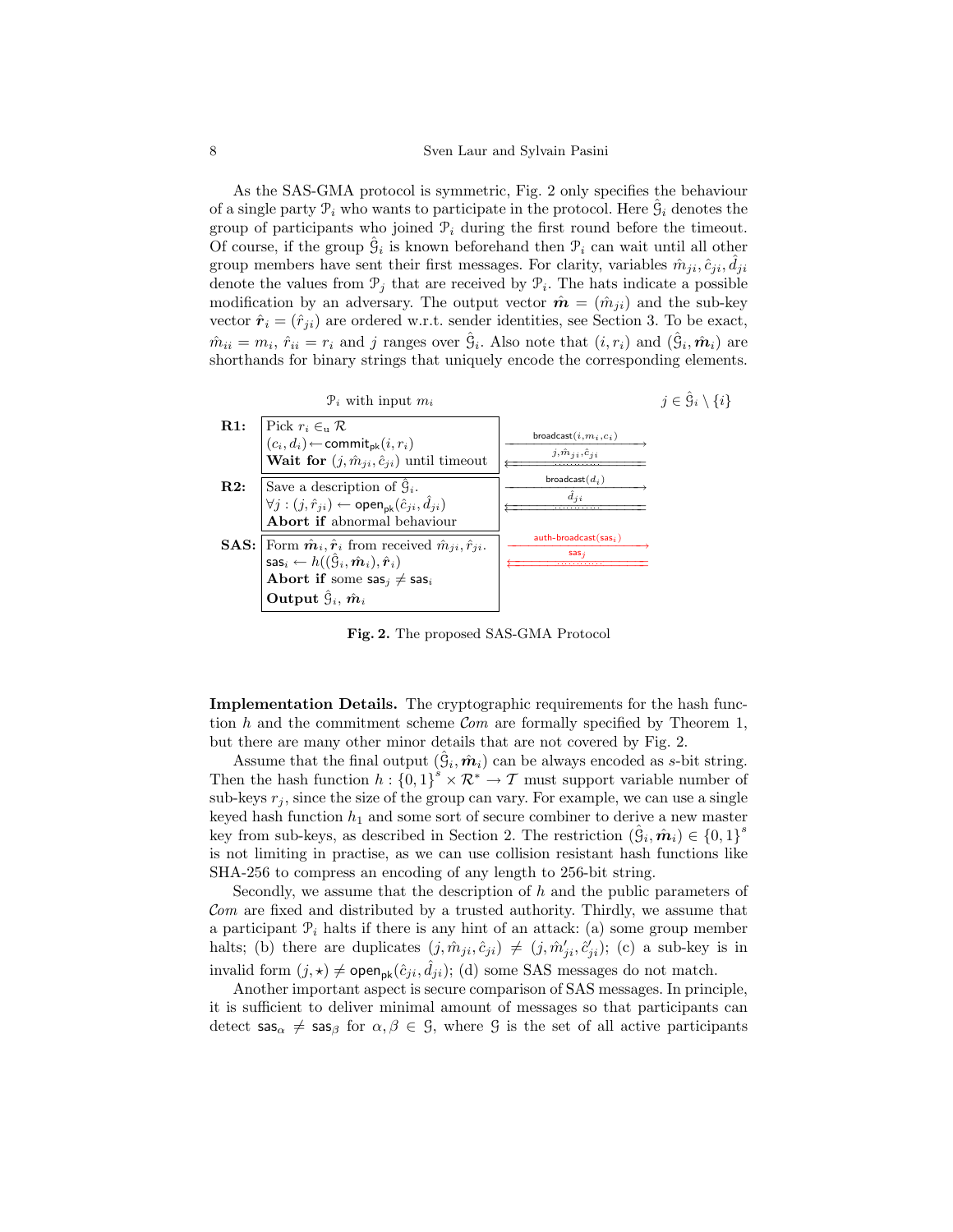As the SAS-GMA protocol is symmetric, Fig. 2 only specifies the behaviour of a single party $\mathcal{P}_i$ who wants to participate in the protocol. Here $\hat{\mathcal{G}}_i$ denotes the group of participants who joined $\mathcal{P}_i$ during the first round before the timeout. Of course, if the group $\hat{\mathcal{G}}_i$ is known beforehand then $\mathcal{P}_i$ can wait until all other group members have sent their first messages. For clarity, variables $\hat{m}_{ji}, \hat{c}_{ji}, \hat{d}_{ji}$ denote the values from $\mathcal{P}_j$ that are received by $\mathcal{P}_i$. The hats indicate a possible modification by an adversary. The output vector $\hat{\boldsymbol{m}} = (\hat{m}_{ji})$ and the sub-key vector $\hat{\boldsymbol{r}}_i = (\hat{r}_{ji})$ are ordered w.r.t. sender identities, see Section 3. To be exact, $\hat{m}_{ii} = m_i$, $\hat{r}_{ii} = r_i$ and $j$ ranges over $\hat{\mathcal{G}}_i$. Also note that $(i, r_i)$ and $(\hat{\mathcal{G}}_i, \hat{\boldsymbol{m}}_i)$ are shorthands for binary strings that uniquely encode the corresponding elements.

| | $\mathcal{P}_i$ with input $m_i$ | | $j \in \hat{\mathcal{G}}_i \setminus \{i\}$ |
|---|---|---|---|
| **R1:** | Pick $r_i \in_{\mathrm{u}} \mathcal{R}$<br>$(c_i, d_i) \leftarrow \mathsf{commit}_{\mathsf{pk}}(i, r_i)$<br>**Wait for** $(j, \hat{m}_{ji}, \hat{c}_{ji})$ until timeout | $\xrightarrow{\mathsf{broadcast}(i, m_i, c_i)}$<br>$\xleftarrow{j, \hat{m}_{ji}, \hat{c}_{ji}}$ | |
| **R2:** | Save a description of $\hat{\mathcal{G}}_i$.<br>$\forall j : (j, \hat{r}_{ji}) \leftarrow \mathsf{open}_{\mathsf{pk}}(\hat{c}_{ji}, \hat{d}_{ji})$<br>**Abort if** abnormal behaviour | $\xrightarrow{\mathsf{broadcast}(d_i)}$<br>$\xleftarrow{\hat{d}_{ji}}$ | |
| **SAS:** | Form $\hat{\boldsymbol{m}}_i, \hat{\boldsymbol{r}}_i$ from received $\hat{m}_{ji}, \hat{r}_{ji}$.<br>$\mathsf{sas}_i \leftarrow h((\hat{\mathcal{G}}_i, \hat{\boldsymbol{m}}_i), \hat{\boldsymbol{r}}_i)$<br>**Abort if** some $\mathsf{sas}_j \neq \mathsf{sas}_i$<br>**Output** $\hat{\mathcal{G}}_i$, $\hat{\boldsymbol{m}}_i$ | $\xrightarrow{\mathsf{auth\text{-}broadcast}(\mathsf{sas}_i)}$<br>$\xleftarrow{\mathsf{sas}_j}$ | |

**Fig. 2.** The proposed SAS-GMA Protocol

**Implementation Details.** The cryptographic requirements for the hash function $h$ and the commitment scheme $\mathcal{C}om$ are formally specified by Theorem 1, but there are many other minor details that are not covered by Fig. 2.

Assume that the final output $(\hat{\mathcal{G}}_i, \hat{\boldsymbol{m}}_i)$ can be always encoded as $s$-bit string. Then the hash function $h : \{0,1\}^s \times \mathcal{R}^* \to \mathcal{T}$ must support variable number of sub-keys $r_j$, since the size of the group can vary. For example, we can use a single keyed hash function $h_1$ and some sort of secure combiner to derive a new master key from sub-keys, as described in Section 2. The restriction $(\hat{\mathcal{G}}_i, \hat{\boldsymbol{m}}_i) \in \{0,1\}^s$ is not limiting in practise, as we can use collision resistant hash functions like SHA-256 to compress an encoding of any length to 256-bit string.

Secondly, we assume that the description of $h$ and the public parameters of $\mathcal{C}om$ are fixed and distributed by a trusted authority. Thirdly, we assume that a participant $\mathcal{P}_i$ halts if there is any hint of an attack: (a) some group member halts; (b) there are duplicates $(j, \hat{m}_{ji}, \hat{c}_{ji}) \neq (j, \hat{m}'_{ji}, \hat{c}'_{ji})$; (c) a sub-key is in invalid form $(j, \star) \neq \mathsf{open}_{\mathsf{pk}}(\hat{c}_{ji}, \hat{d}_{ji})$; (d) some SAS messages do not match.

Another important aspect is secure comparison of SAS messages. In principle, it is sufficient to deliver minimal amount of messages so that participants can detect $\mathsf{sas}_\alpha \neq \mathsf{sas}_\beta$ for $\alpha, \beta \in \mathcal{G}$, where $\mathcal{G}$ is the set of all active participants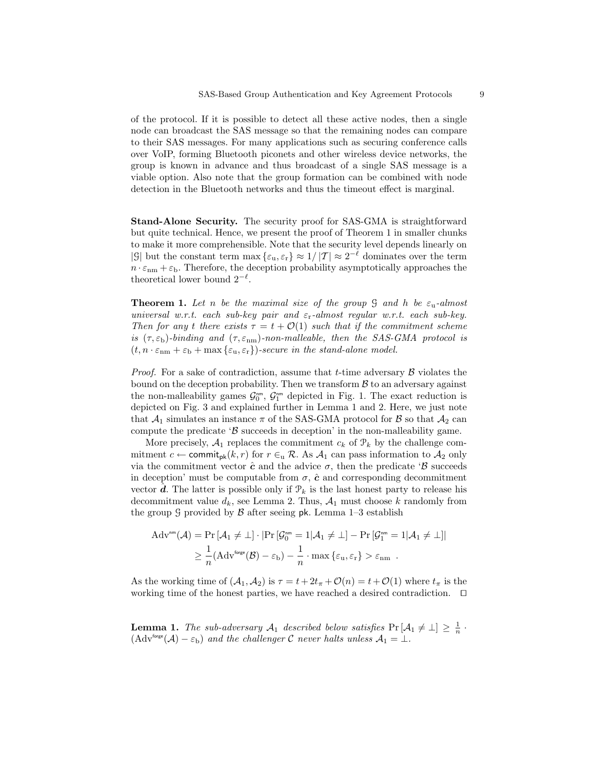of the protocol. If it is possible to detect all these active nodes, then a single node can broadcast the SAS message so that the remaining nodes can compare to their SAS messages. For many applications such as securing conference calls over VoIP, forming Bluetooth piconets and other wireless device networks, the group is known in advance and thus broadcast of a single SAS message is a viable option. Also note that the group formation can be combined with node detection in the Bluetooth networks and thus the timeout effect is marginal.

**Stand-Alone Security.** The security proof for SAS-GMA is straightforward but quite technical. Hence, we present the proof of Theorem 1 in smaller chunks to make it more comprehensible. Note that the security level depends linearly on $|\mathcal{G}|$ but the constant term $\max\{\varepsilon_{\mathrm{u}}, \varepsilon_{\mathrm{r}}\} \approx 1/|\mathcal{T}| \approx 2^{-\ell}$ dominates over the term $n \cdot \varepsilon_{\mathrm{nm}} + \varepsilon_{\mathrm{b}}$. Therefore, the deception probability asymptotically approaches the theoretical lower bound $2^{-\ell}$.

**Theorem 1.** *Let $n$ be the maximal size of the group $\mathcal{G}$ and $h$ be $\varepsilon_{\mathrm{u}}$-almost universal w.r.t. each sub-key pair and $\varepsilon_{\mathrm{r}}$-almost regular w.r.t. each sub-key. Then for any $t$ there exists $\tau = t + \mathcal{O}(1)$ such that if the commitment scheme is $(\tau, \varepsilon_{\mathrm{b}})$-binding and $(\tau, \varepsilon_{\mathrm{nm}})$-non-malleable, then the SAS-GMA protocol is $(t, n \cdot \varepsilon_{\mathrm{nm}} + \varepsilon_{\mathrm{b}} + \max\{\varepsilon_{\mathrm{u}}, \varepsilon_{\mathrm{r}}\})$-secure in the stand-alone model.*

*Proof.* For a sake of contradiction, assume that $t$-time adversary $\mathcal{B}$ violates the bound on the deception probability. Then we transform $\mathcal{B}$ to an adversary against the non-malleability games $\mathcal{G}_0^{\mathsf{nm}}$, $\mathcal{G}_1^{\mathsf{nm}}$ depicted in Fig. 1. The exact reduction is depicted on Fig. 3 and explained further in Lemma 1 and 2. Here, we just note that $\mathcal{A}_1$ simulates an instance $\pi$ of the SAS-GMA protocol for $\mathcal{B}$ so that $\mathcal{A}_2$ can compute the predicate '$\mathcal{B}$ succeeds in deception' in the non-malleability game.

More precisely, $\mathcal{A}_1$ replaces the commitment $c_k$ of $\mathcal{P}_k$ by the challenge commitment $c \leftarrow \mathsf{commit}_{\mathsf{pk}}(k, r)$ for $r \in_{\mathrm{u}} \mathcal{R}$. As $\mathcal{A}_1$ can pass information to $\mathcal{A}_2$ only via the commitment vector $\hat{\boldsymbol{c}}$ and the advice $\sigma$, then the predicate '$\mathcal{B}$ succeeds in deception' must be computable from $\sigma$, $\hat{\boldsymbol{c}}$ and corresponding decommitment vector $\hat{\boldsymbol{d}}$. The latter is possible only if $\mathcal{P}_k$ is the last honest party to release his decommitment value $d_k$, see Lemma 2. Thus, $\mathcal{A}_1$ must choose $k$ randomly from the group $\mathcal{G}$ provided by $\mathcal{B}$ after seeing $\mathsf{pk}$. Lemma 1–3 establish

$$
\begin{aligned}
\mathrm{Adv}^{\mathsf{nm}}(\mathcal{A}) &= \Pr\left[\mathcal{A}_1 \neq \perp\right] \cdot \left|\Pr\left[\mathcal{G}_0^{\mathsf{nm}} = 1 | \mathcal{A}_1 \neq \perp\right] - \Pr\left[\mathcal{G}_1^{\mathsf{nm}} = 1 | \mathcal{A}_1 \neq \perp\right]\right| \\
&\geq \frac{1}{n}(\mathrm{Adv}^{\mathsf{forge}}(\mathcal{B}) - \varepsilon_{\mathrm{b}}) - \frac{1}{n} \cdot \max\{\varepsilon_{\mathrm{u}}, \varepsilon_{\mathrm{r}}\} > \varepsilon_{\mathrm{nm}} \ .
\end{aligned}
$$

As the working time of $(\mathcal{A}_1, \mathcal{A}_2)$ is $\tau = t + 2t_\pi + \mathcal{O}(n) = t + \mathcal{O}(1)$ where $t_\pi$ is the working time of the honest parties, we have reached a desired contradiction. □

**Lemma 1.** *The sub-adversary $\mathcal{A}_1$ described below satisfies $\Pr\left[\mathcal{A}_1 \neq \perp\right] \geq \frac{1}{n} \cdot (\mathrm{Adv}^{\mathsf{forge}}(\mathcal{A}) - \varepsilon_{\mathrm{b}})$ and the challenger $\mathcal{C}$ never halts unless $\mathcal{A}_1 = \perp$.*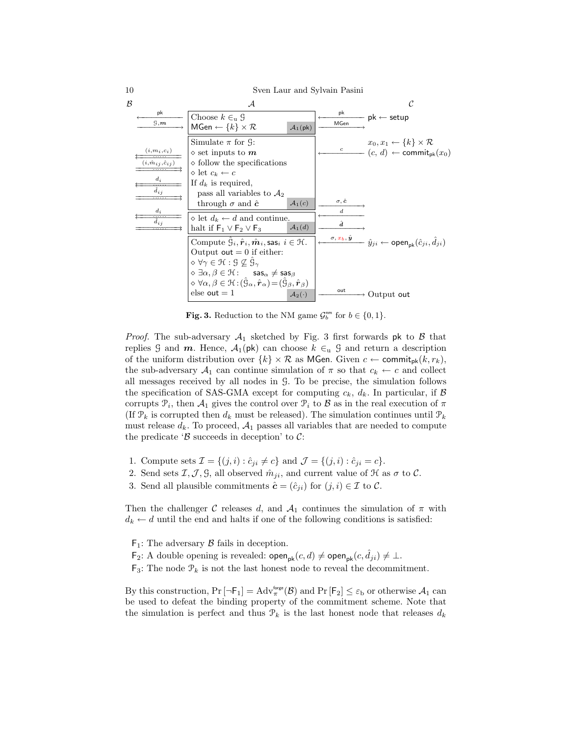| $\mathcal{B}$ | | $\mathcal{A}$ | | $\mathcal{C}$ |
|---|---|---|---|---|
| | $\xleftarrow{\mathsf{pk}}$ $\xrightarrow{\mathcal{G}, \boldsymbol{m}}$ | Choose $k \in_u \mathcal{G}$ <br> $\mathsf{MGen} \leftarrow \{k\} \times \mathcal{R}$ $\quad \mathcal{A}_1(\mathsf{pk})$ | $\xleftarrow{\mathsf{pk}}$ $\xrightarrow{\mathsf{MGen}}$ | $\mathsf{pk} \leftarrow \mathsf{setup}$ |
| | $\xleftarrow{(i, m_i, c_i)}$ $\xrightarrow{(i, \hat{m}_{ij}, \hat{c}_{ij})}$ $\xleftarrow{d_i}$ $\xrightarrow{\hat{d}_{ij}}$ | Simulate $\pi$ for $\mathcal{G}$: <br> ⋄ set inputs to $\boldsymbol{m}$ <br> ⋄ follow the specifications <br> ⋄ let $c_k \leftarrow c$ <br> If $d_k$ is required, <br> pass all variables to $\mathcal{A}_2$ <br> through $\sigma$ and $\hat{\boldsymbol{c}}$ $\quad \mathcal{A}_1(c)$ | $\xleftarrow{c}$ <br> $\xrightarrow{\sigma, \hat{\boldsymbol{c}}}$ | $x_0, x_1 \leftarrow \{k\} \times \mathcal{R}$ <br> $(c, d) \leftarrow \mathsf{commit}_{\mathsf{pk}}(x_0)$ |
| | $\xleftarrow{d_i}$ $\xrightarrow{\hat{d}_{ij}}$ | ⋄ let $d_k \leftarrow d$ and continue. <br> halt if $\mathsf{F}_1 \vee \mathsf{F}_2 \vee \mathsf{F}_3$ $\quad \mathcal{A}_1(d)$ | $\xleftarrow{d}$ <br> $\xrightarrow{\hat{\boldsymbol{d}}}$ | |
| | | Compute $\hat{\mathcal{G}}_i, \hat{\boldsymbol{r}}_i, \hat{\boldsymbol{m}}_i, \mathsf{sas}_i$ $i \in \mathcal{H}$. <br> Output $\mathsf{out} = 0$ if either: <br> ⋄ $\forall \gamma \in \mathcal{H} : \mathcal{G} \not\subseteq \hat{\mathcal{G}}_\gamma$ <br> ⋄ $\exists \alpha, \beta \in \mathcal{H}$: $\quad \mathsf{sas}_\alpha \neq \mathsf{sas}_\beta$ <br> ⋄ $\forall \alpha, \beta \in \mathcal{H} : (\hat{\mathcal{G}}_\alpha, \hat{\boldsymbol{r}}_\alpha) = (\hat{\mathcal{G}}_\beta, \hat{\boldsymbol{r}}_\beta)$ <br> else $\mathsf{out} = 1$ $\quad \mathcal{A}_2(\cdot)$ | $\xleftarrow{\sigma, x_b, \hat{\boldsymbol{y}}}$ <br> $\xrightarrow{\mathsf{out}}$ | $\hat{y}_{ji} \leftarrow \mathsf{open}_{\mathsf{pk}}(\hat{c}_{ji}, \hat{d}_{ji})$ <br> Output $\mathsf{out}$ |

**Fig. 3.** Reduction to the NM game $\mathcal{G}_b^{\mathsf{nm}}$ for $b \in \{0, 1\}$.

*Proof.* The sub-adversary $\mathcal{A}_1$ sketched by Fig. 3 first forwards $\mathsf{pk}$ to $\mathcal{B}$ that replies $\mathcal{G}$ and $\boldsymbol{m}$. Hence, $\mathcal{A}_1(\mathsf{pk})$ can choose $k \in_u \mathcal{G}$ and return a description of the uniform distribution over $\{k\} \times \mathcal{R}$ as $\mathsf{MGen}$. Given $c \leftarrow \mathsf{commit}_{\mathsf{pk}}(k, r_k)$, the sub-adversary $\mathcal{A}_1$ can continue simulation of $\pi$ so that $c_k \leftarrow c$ and collect all messages received by all nodes in $\mathcal{G}$. To be precise, the simulation follows the specification of SAS-GMA except for computing $c_k$, $d_k$. In particular, if $\mathcal{B}$ corrupts $\mathcal{P}_i$, then $\mathcal{A}_1$ gives the control over $\mathcal{P}_i$ to $\mathcal{B}$ as in the real execution of $\pi$ (If $\mathcal{P}_k$ is corrupted then $d_k$ must be released). The simulation continues until $\mathcal{P}_k$ must release $d_k$. To proceed, $\mathcal{A}_1$ passes all variables that are needed to compute the predicate '$\mathcal{B}$ succeeds in deception' to $\mathcal{C}$:

1. Compute sets $\mathcal{I} = \{(j, i) : \hat{c}_{ji} \neq c\}$ and $\mathcal{J} = \{(j, i) : \hat{c}_{ji} = c\}$.
2. Send sets $\mathcal{I}, \mathcal{J}, \mathcal{G}$, all observed $\hat{m}_{ji}$, and current value of $\mathcal{H}$ as $\sigma$ to $\mathcal{C}$.
3. Send all plausible commitments $\hat{\boldsymbol{c}} = (\hat{c}_{ji})$ for $(j, i) \in \mathcal{I}$ to $\mathcal{C}$.

Then the challenger $\mathcal{C}$ releases $d$, and $\mathcal{A}_1$ continues the simulation of $\pi$ with $d_k \leftarrow d$ until the end and halts if one of the following conditions is satisfied:

$\mathsf{F}_1$: The adversary $\mathcal{B}$ fails in deception.
$\mathsf{F}_2$: A double opening is revealed: $\mathsf{open}_{\mathsf{pk}}(c, d) \neq \mathsf{open}_{\mathsf{pk}}(c, \hat{d}_{ji}) \neq \perp$.
$\mathsf{F}_3$: The node $\mathcal{P}_k$ is not the last honest node to reveal the decommitment.

By this construction, $\Pr[\neg \mathsf{F}_1] = \mathrm{Adv}_\pi^{\mathsf{forge}}(\mathcal{B})$ and $\Pr[\mathsf{F}_2] \leq \varepsilon_{\mathrm{b}}$ or otherwise $\mathcal{A}_1$ can be used to defeat the binding property of the commitment scheme. Note that the simulation is perfect and thus $\mathcal{P}_k$ is the last honest node that releases $d_k$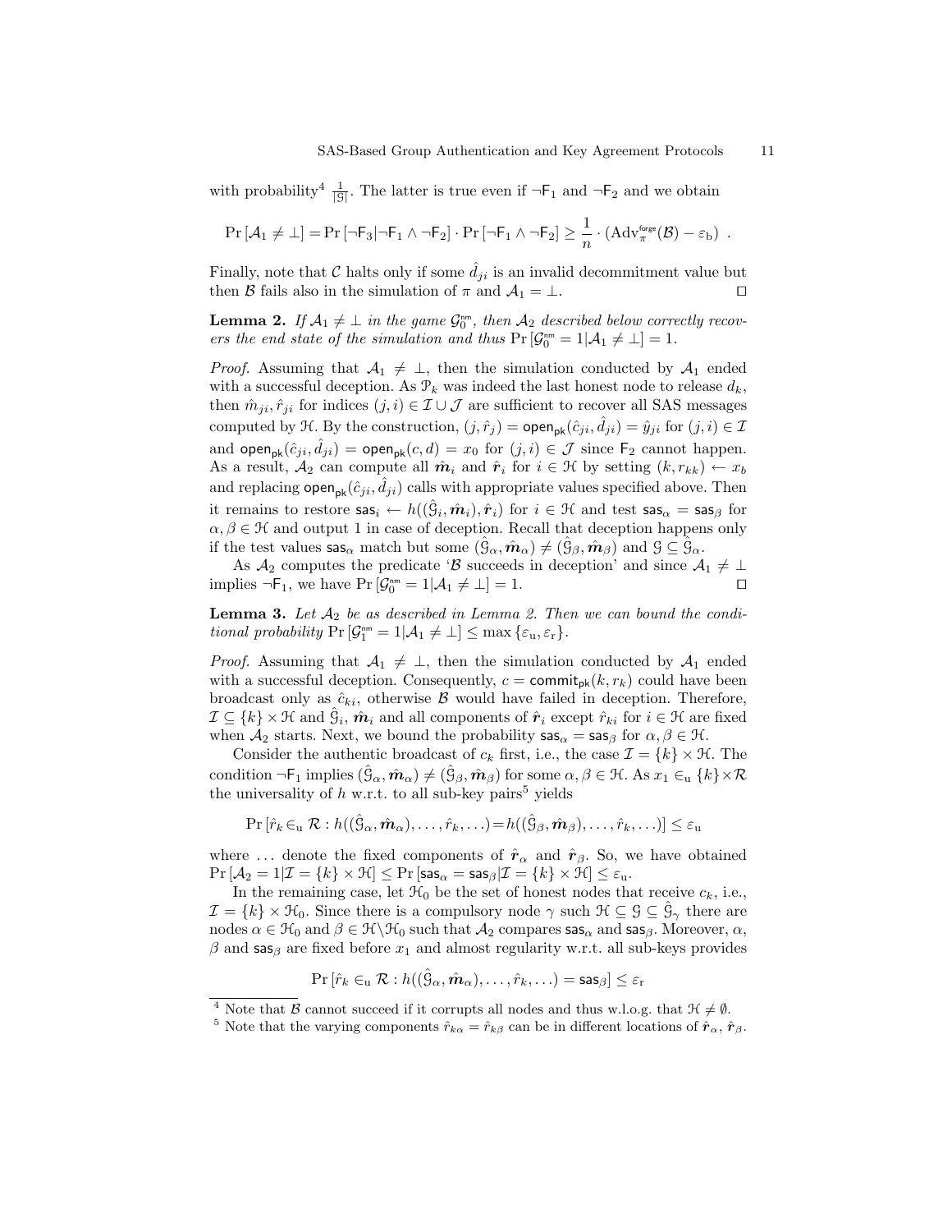with probability[4] $\frac{1}{|\mathcal{G}|}$. The latter is true even if $\neg\mathsf{F}_1$ and $\neg\mathsf{F}_2$ and we obtain

$$\Pr\left[\mathcal{A}_1 \neq \perp\right] = \Pr\left[\neg\mathsf{F}_3 | \neg\mathsf{F}_1 \wedge \neg\mathsf{F}_2\right] \cdot \Pr\left[\neg\mathsf{F}_1 \wedge \neg\mathsf{F}_2\right] \geq \frac{1}{n} \cdot \left(\mathrm{Adv}_\pi^{\mathsf{forge}}(\mathcal{B}) - \varepsilon_{\mathrm{b}}\right) \ .$$

Finally, note that $\mathcal{C}$ halts only if some $\hat{d}_{ji}$ is an invalid decommitment value but then $\mathcal{B}$ fails also in the simulation of $\pi$ and $\mathcal{A}_1 = \perp$. □

**Lemma 2.** *If $\mathcal{A}_1 \neq \perp$ in the game $\mathcal{G}_0^{\mathsf{nm}}$, then $\mathcal{A}_2$ described below correctly recovers the end state of the simulation and thus $\Pr\left[\mathcal{G}_0^{\mathsf{nm}} = 1 | \mathcal{A}_1 \neq \perp\right] = 1$.*

*Proof.* Assuming that $\mathcal{A}_1 \neq \perp$, then the simulation conducted by $\mathcal{A}_1$ ended with a successful deception. As $\mathcal{P}_k$ was indeed the last honest node to release $d_k$, then $\hat{m}_{ji}, \hat{r}_{ji}$ for indices $(j,i) \in \mathcal{I} \cup \mathcal{J}$ are sufficient to recover all SAS messages computed by $\mathcal{H}$. By the construction, $(j, \hat{r}_j) = \mathsf{open}_{\mathsf{pk}}(\hat{c}_{ji}, \hat{d}_{ji}) = \hat{y}_{ji}$ for $(j,i) \in \mathcal{I}$ and $\mathsf{open}_{\mathsf{pk}}(\hat{c}_{ji}, \hat{d}_{ji}) = \mathsf{open}_{\mathsf{pk}}(c, d) = x_0$ for $(j,i) \in \mathcal{J}$ since $\mathsf{F}_2$ cannot happen. As a result, $\mathcal{A}_2$ can compute all $\hat{\boldsymbol{m}}_i$ and $\hat{\boldsymbol{r}}_i$ for $i \in \mathcal{H}$ by setting $(k, r_{kk}) \leftarrow x_b$ and replacing $\mathsf{open}_{\mathsf{pk}}(\hat{c}_{ji}, \hat{d}_{ji})$ calls with appropriate values specified above. Then it remains to restore $\mathsf{sas}_i \leftarrow h((\hat{\mathcal{G}}_i, \hat{\boldsymbol{m}}_i), \hat{\boldsymbol{r}}_i)$ for $i \in \mathcal{H}$ and test $\mathsf{sas}_\alpha = \mathsf{sas}_\beta$ for $\alpha, \beta \in \mathcal{H}$ and output 1 in case of deception. Recall that deception happens only if the test values $\mathsf{sas}_\alpha$ match but some $(\hat{\mathcal{G}}_\alpha, \hat{\boldsymbol{m}}_\alpha) \neq (\hat{\mathcal{G}}_\beta, \hat{\boldsymbol{m}}_\beta)$ and $\mathcal{G} \subseteq \hat{\mathcal{G}}_\alpha$.

As $\mathcal{A}_2$ computes the predicate '$\mathcal{B}$ succeeds in deception' and since $\mathcal{A}_1 \neq \perp$ implies $\neg\mathsf{F}_1$, we have $\Pr\left[\mathcal{G}_0^{\mathsf{nm}} = 1 | \mathcal{A}_1 \neq \perp\right] = 1$. □

**Lemma 3.** *Let $\mathcal{A}_2$ be as described in Lemma 2. Then we can bound the conditional probability $\Pr\left[\mathcal{G}_1^{\mathsf{nm}} = 1 | \mathcal{A}_1 \neq \perp\right] \leq \max\left\{\varepsilon_{\mathrm{u}}, \varepsilon_{\mathrm{r}}\right\}$.*

*Proof.* Assuming that $\mathcal{A}_1 \neq \perp$, then the simulation conducted by $\mathcal{A}_1$ ended with a successful deception. Consequently, $c = \mathsf{commit}_{\mathsf{pk}}(k, r_k)$ could have been broadcast only as $\hat{c}_{ki}$, otherwise $\mathcal{B}$ would have failed in deception. Therefore, $\mathcal{I} \subseteq \{k\} \times \mathcal{H}$ and $\hat{\mathcal{G}}_i$, $\hat{\boldsymbol{m}}_i$ and all components of $\hat{\boldsymbol{r}}_i$ except $\hat{r}_{ki}$ for $i \in \mathcal{H}$ are fixed when $\mathcal{A}_2$ starts. Next, we bound the probability $\mathsf{sas}_\alpha = \mathsf{sas}_\beta$ for $\alpha, \beta \in \mathcal{H}$.

Consider the authentic broadcast of $c_k$ first, i.e., the case $\mathcal{I} = \{k\} \times \mathcal{H}$. The condition $\neg\mathsf{F}_1$ implies $(\hat{\mathcal{G}}_\alpha, \hat{\boldsymbol{m}}_\alpha) \neq (\hat{\mathcal{G}}_\beta, \hat{\boldsymbol{m}}_\beta)$ for some $\alpha, \beta \in \mathcal{H}$. As $x_1 \in_{\mathrm{u}} \{k\} \times \mathcal{R}$ the universality of $h$ w.r.t. to all sub-key pairs[5] yields

$$\Pr\left[\hat{r}_k \in_{\mathrm{u}} \mathcal{R} : h((\hat{\mathcal{G}}_\alpha, \hat{\boldsymbol{m}}_\alpha), \ldots, \hat{r}_k, \ldots) = h((\hat{\mathcal{G}}_\beta, \hat{\boldsymbol{m}}_\beta), \ldots, \hat{r}_k, \ldots)\right] \leq \varepsilon_{\mathrm{u}}$$

where $\ldots$ denote the fixed components of $\hat{\boldsymbol{r}}_\alpha$ and $\hat{\boldsymbol{r}}_\beta$. So, we have obtained $\Pr\left[\mathcal{A}_2 = 1 | \mathcal{I} = \{k\} \times \mathcal{H}\right] \leq \Pr\left[\mathsf{sas}_\alpha = \mathsf{sas}_\beta | \mathcal{I} = \{k\} \times \mathcal{H}\right] \leq \varepsilon_{\mathrm{u}}$.

In the remaining case, let $\mathcal{H}_0$ be the set of honest nodes that receive $c_k$, i.e., $\mathcal{I} = \{k\} \times \mathcal{H}_0$. Since there is a compulsory node $\gamma$ such $\mathcal{H} \subseteq \mathcal{G} \subseteq \hat{\mathcal{G}}_\gamma$ there are nodes $\alpha \in \mathcal{H}_0$ and $\beta \in \mathcal{H} \backslash \mathcal{H}_0$ such that $\mathcal{A}_2$ compares $\mathsf{sas}_\alpha$ and $\mathsf{sas}_\beta$. Moreover, $\alpha$, $\beta$ and $\mathsf{sas}_\beta$ are fixed before $x_1$ and almost regularity w.r.t. all sub-keys provides

$$\Pr\left[\hat{r}_k \in_{\mathrm{u}} \mathcal{R} : h((\hat{\mathcal{G}}_\alpha, \hat{\boldsymbol{m}}_\alpha), \ldots, \hat{r}_k, \ldots) = \mathsf{sas}_\beta\right] \leq \varepsilon_{\mathrm{r}}$$

[4] Note that $\mathcal{B}$ cannot succeed if it corrupts all nodes and thus w.l.o.g. that $\mathcal{H} \neq \emptyset$.

[5] Note that the varying components $\hat{r}_{k\alpha} = \hat{r}_{k\beta}$ can be in different locations of $\hat{\boldsymbol{r}}_\alpha$, $\hat{\boldsymbol{r}}_\beta$.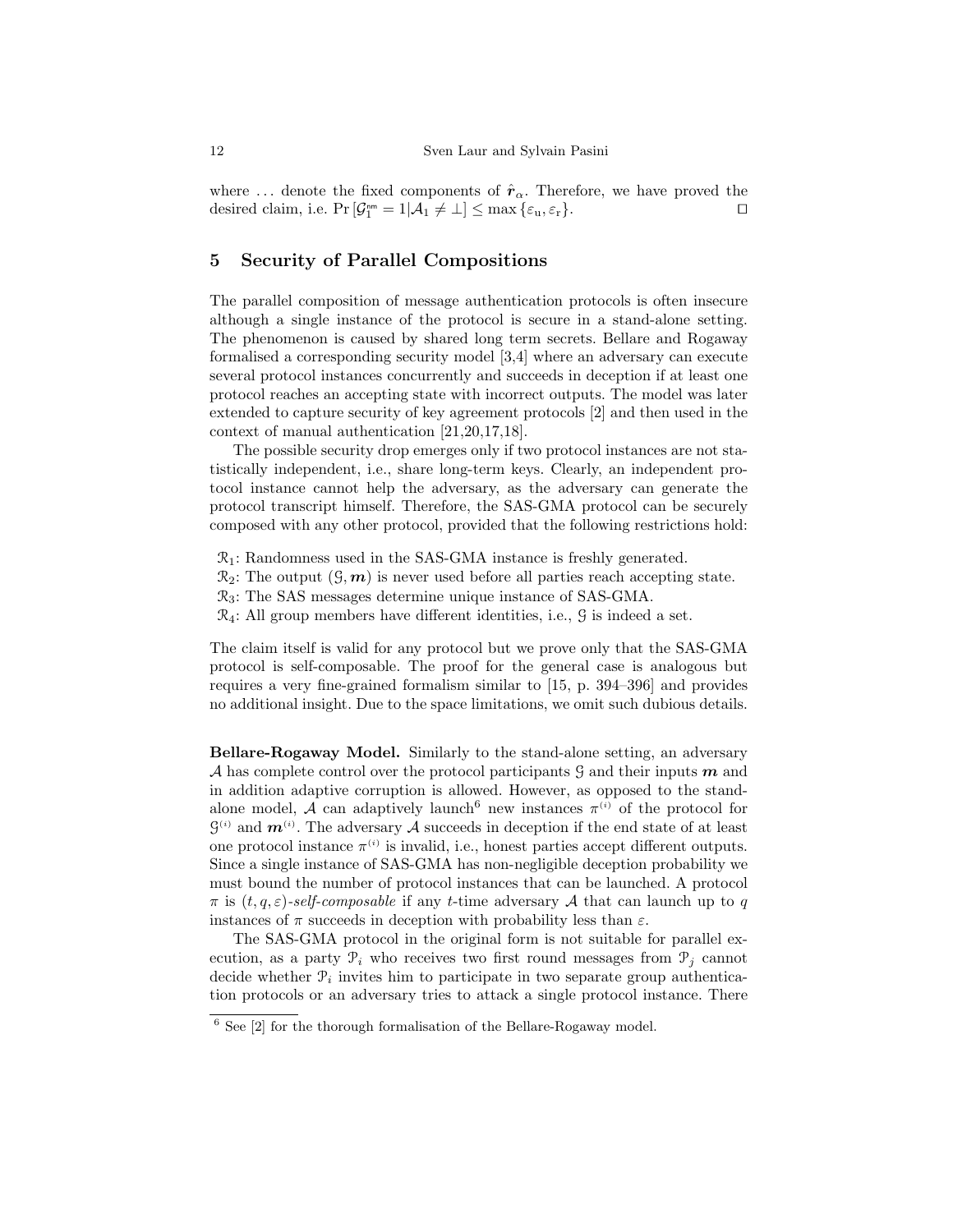where ... denote the fixed components of $\hat{\boldsymbol{r}}_\alpha$. Therefore, we have proved the desired claim, i.e. $\Pr\left[\mathcal{G}_1^{\mathsf{nm}} = 1 | \mathcal{A}_1 \neq \bot\right] \leq \max\left\{\varepsilon_{\mathrm{u}}, \varepsilon_{\mathrm{r}}\right\}$. $\square$

## 5 Security of Parallel Compositions

The parallel composition of message authentication protocols is often insecure although a single instance of the protocol is secure in a stand-alone setting. The phenomenon is caused by shared long term secrets. Bellare and Rogaway formalised a corresponding security model [3,4] where an adversary can execute several protocol instances concurrently and succeeds in deception if at least one protocol reaches an accepting state with incorrect outputs. The model was later extended to capture security of key agreement protocols [2] and then used in the context of manual authentication [21,20,17,18].

The possible security drop emerges only if two protocol instances are not statistically independent, i.e., share long-term keys. Clearly, an independent protocol instance cannot help the adversary, as the adversary can generate the protocol transcript himself. Therefore, the SAS-GMA protocol can be securely composed with any other protocol, provided that the following restrictions hold:

- $\mathcal{R}_1$: Randomness used in the SAS-GMA instance is freshly generated.
- $\mathcal{R}_2$: The output $(\mathcal{G}, \boldsymbol{m})$ is never used before all parties reach accepting state.
- $\mathcal{R}_3$: The SAS messages determine unique instance of SAS-GMA.
- $\mathcal{R}_4$: All group members have different identities, i.e., $\mathcal{G}$ is indeed a set.

The claim itself is valid for any protocol but we prove only that the SAS-GMA protocol is self-composable. The proof for the general case is analogous but requires a very fine-grained formalism similar to [15, p. 394–396] and provides no additional insight. Due to the space limitations, we omit such dubious details.

**Bellare-Rogaway Model.** Similarly to the stand-alone setting, an adversary $\mathcal{A}$ has complete control over the protocol participants $\mathcal{G}$ and their inputs $\boldsymbol{m}$ and in addition adaptive corruption is allowed. However, as opposed to the stand-alone model, $\mathcal{A}$ can adaptively launch[6] new instances $\pi^{(i)}$ of the protocol for $\mathcal{G}^{(i)}$ and $\boldsymbol{m}^{(i)}$. The adversary $\mathcal{A}$ succeeds in deception if the end state of at least one protocol instance $\pi^{(i)}$ is invalid, i.e., honest parties accept different outputs. Since a single instance of SAS-GMA has non-negligible deception probability we must bound the number of protocol instances that can be launched. A protocol $\pi$ is $(t, q, \varepsilon)$*-self-composable* if any $t$-time adversary $\mathcal{A}$ that can launch up to $q$ instances of $\pi$ succeeds in deception with probability less than $\varepsilon$.

The SAS-GMA protocol in the original form is not suitable for parallel execution, as a party $\mathcal{P}_i$ who receives two first round messages from $\mathcal{P}_j$ cannot decide whether $\mathcal{P}_i$ invites him to participate in two separate group authentication protocols or an adversary tries to attack a single protocol instance. There

[6] See [2] for the thorough formalisation of the Bellare-Rogaway model.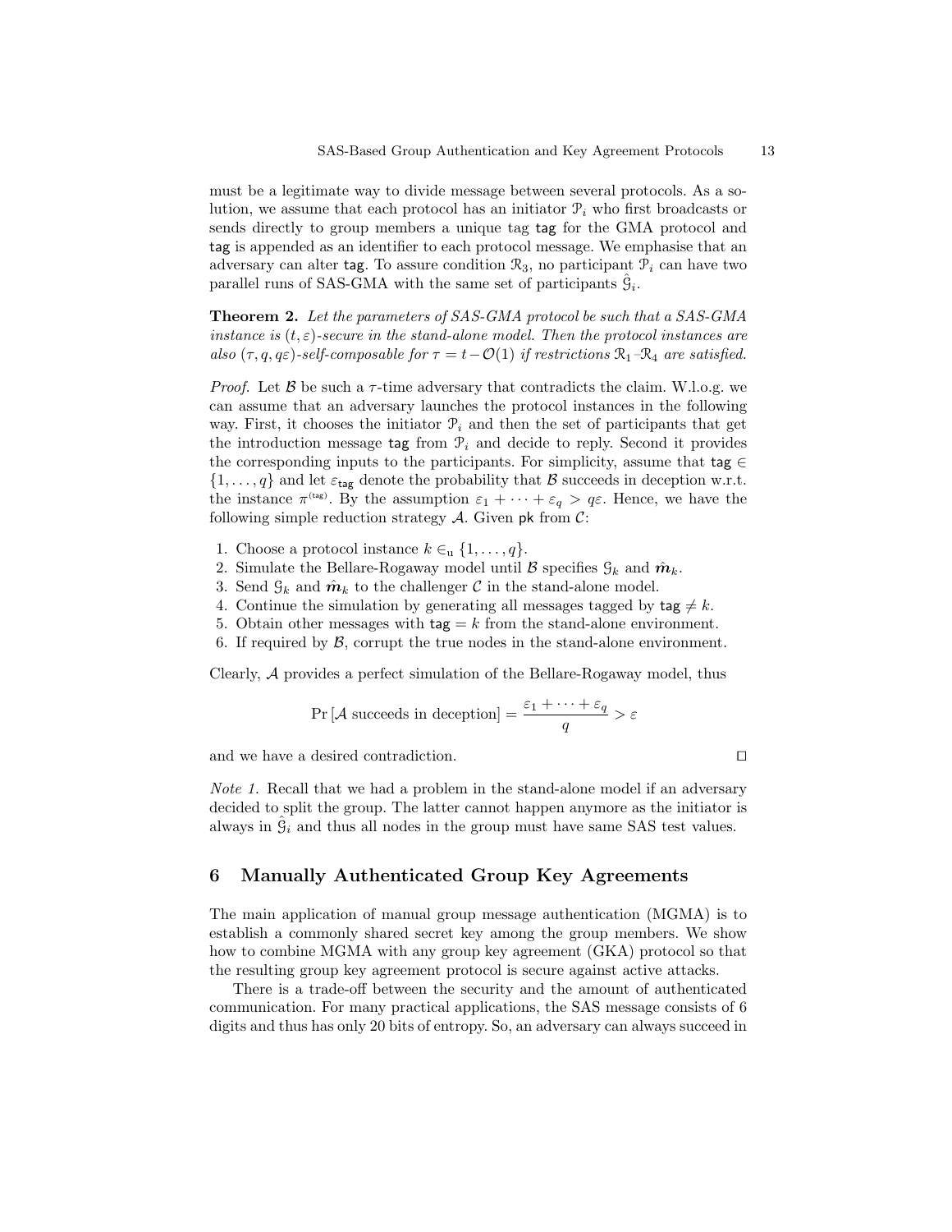must be a legitimate way to divide message between several protocols. As a solution, we assume that each protocol has an initiator $\mathcal{P}_i$ who first broadcasts or sends directly to group members a unique tag $\mathsf{tag}$ for the GMA protocol and $\mathsf{tag}$ is appended as an identifier to each protocol message. We emphasise that an adversary can alter $\mathsf{tag}$. To assure condition $\mathcal{R}_3$, no participant $\mathcal{P}_i$ can have two parallel runs of SAS-GMA with the same set of participants $\hat{\mathcal{G}}_i$.

**Theorem 2.** *Let the parameters of SAS-GMA protocol be such that a SAS-GMA instance is $(t, \varepsilon)$-secure in the stand-alone model. Then the protocol instances are also $(\tau, q, q\varepsilon)$-self-composable for $\tau = t - \mathcal{O}(1)$ if restrictions $\mathcal{R}_1$–$\mathcal{R}_4$ are satisfied.*

*Proof.* Let $\mathcal{B}$ be such a $\tau$-time adversary that contradicts the claim. W.l.o.g. we can assume that an adversary launches the protocol instances in the following way. First, it chooses the initiator $\mathcal{P}_i$ and then the set of participants that get the introduction message $\mathsf{tag}$ from $\mathcal{P}_i$ and decide to reply. Second it provides the corresponding inputs to the participants. For simplicity, assume that $\mathsf{tag} \in \{1, \ldots, q\}$ and let $\varepsilon_{\mathsf{tag}}$ denote the probability that $\mathcal{B}$ succeeds in deception w.r.t. the instance $\pi^{(\mathsf{tag})}$. By the assumption $\varepsilon_1 + \cdots + \varepsilon_q > q\varepsilon$. Hence, we have the following simple reduction strategy $\mathcal{A}$. Given $\mathsf{pk}$ from $\mathcal{C}$:

1. Choose a protocol instance $k \in_{\mathrm{u}} \{1, \ldots, q\}$.
2. Simulate the Bellare-Rogaway model until $\mathcal{B}$ specifies $\mathcal{G}_k$ and $\hat{\boldsymbol{m}}_k$.
3. Send $\mathcal{G}_k$ and $\hat{\boldsymbol{m}}_k$ to the challenger $\mathcal{C}$ in the stand-alone model.
4. Continue the simulation by generating all messages tagged by $\mathsf{tag} \neq k$.
5. Obtain other messages with $\mathsf{tag} = k$ from the stand-alone environment.
6. If required by $\mathcal{B}$, corrupt the true nodes in the stand-alone environment.

Clearly, $\mathcal{A}$ provides a perfect simulation of the Bellare-Rogaway model, thus

$$\Pr\left[\mathcal{A} \text{ succeeds in deception}\right] = \frac{\varepsilon_1 + \cdots + \varepsilon_q}{q} > \varepsilon$$

and we have a desired contradiction. □

*Note 1.* Recall that we had a problem in the stand-alone model if an adversary decided to split the group. The latter cannot happen anymore as the initiator is always in $\hat{\mathcal{G}}_i$ and thus all nodes in the group must have same SAS test values.

## 6 Manually Authenticated Group Key Agreements

The main application of manual group message authentication (MGMA) is to establish a commonly shared secret key among the group members. We show how to combine MGMA with any group key agreement (GKA) protocol so that the resulting group key agreement protocol is secure against active attacks.

There is a trade-off between the security and the amount of authenticated communication. For many practical applications, the SAS message consists of 6 digits and thus has only 20 bits of entropy. So, an adversary can always succeed in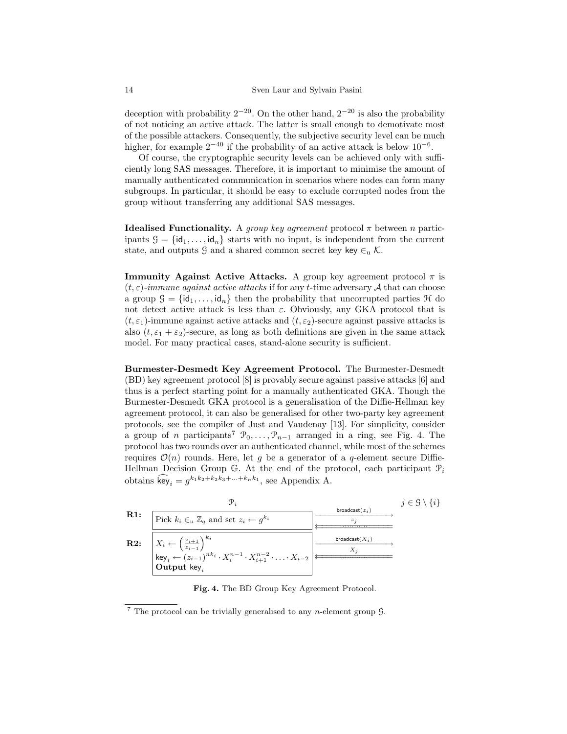deception with probability $2^{-20}$. On the other hand, $2^{-20}$ is also the probability of not noticing an active attack. The latter is small enough to demotivate most of the possible attackers. Consequently, the subjective security level can be much higher, for example $2^{-40}$ if the probability of an active attack is below $10^{-6}$.

Of course, the cryptographic security levels can be achieved only with sufficiently long SAS messages. Therefore, it is important to minimise the amount of manually authenticated communication in scenarios where nodes can form many subgroups. In particular, it should be easy to exclude corrupted nodes from the group without transferring any additional SAS messages.

**Idealised Functionality.** A *group key agreement* protocol $\pi$ between $n$ participants $\mathcal{G} = \{\mathsf{id}_1, \ldots, \mathsf{id}_n\}$ starts with no input, is independent from the current state, and outputs $\mathcal{G}$ and a shared common secret key $\mathsf{key} \in_{\mathrm{u}} \mathcal{K}$.

**Immunity Against Active Attacks.** A group key agreement protocol $\pi$ is $(t, \varepsilon)$*-immune against active attacks* if for any $t$-time adversary $\mathcal{A}$ that can choose a group $\mathcal{G} = \{\mathsf{id}_1, \ldots, \mathsf{id}_n\}$ then the probability that uncorrupted parties $\mathcal{H}$ do not detect active attack is less than $\varepsilon$. Obviously, any GKA protocol that is $(t, \varepsilon_1)$-immune against active attacks and $(t, \varepsilon_2)$-secure against passive attacks is also $(t, \varepsilon_1 + \varepsilon_2)$-secure, as long as both definitions are given in the same attack model. For many practical cases, stand-alone security is sufficient.

**Burmester-Desmedt Key Agreement Protocol.** The Burmester-Desmedt (BD) key agreement protocol [8] is provably secure against passive attacks [6] and thus is a perfect starting point for a manually authenticated GKA. Though the Burmester-Desmedt GKA protocol is a generalisation of the Diffie-Hellman key agreement protocol, it can also be generalised for other two-party key agreement protocols, see the compiler of Just and Vaudenay [13]. For simplicity, consider a group of $n$ participants[7] $\mathcal{P}_0, \ldots, \mathcal{P}_{n-1}$ arranged in a ring, see Fig. 4. The protocol has two rounds over an authenticated channel, while most of the schemes requires $\mathcal{O}(n)$ rounds. Here, let $g$ be a generator of a $q$-element secure Diffie-Hellman Decision Group $\mathbb{G}$. At the end of the protocol, each participant $\mathcal{P}_i$ obtains $\widehat{\mathsf{key}}_i = g^{k_1k_2+k_2k_3+\ldots+k_nk_1}$, see Appendix A.

| | $\mathcal{P}_i$ | | $j \in \mathcal{G} \setminus \{i\}$ |
|---|---|---|---|
| **R1:** | Pick $k_i \in_{\mathrm{u}} \mathbb{Z}_q$ and set $z_i \leftarrow g^{k_i}$ | $\xrightarrow{\mathsf{broadcast}(z_i)}$ / $\xleftarrow{z_j}$ | |
| **R2:** | $X_i \leftarrow \left(\frac{z_{i+1}}{z_{i-1}}\right)^{k_i}$; $\mathsf{key}_i \leftarrow (z_{i-1})^{nk_i} \cdot X_i^{n-1} \cdot X_{i+1}^{n-2} \cdot \ldots \cdot X_{i-2}$; **Output** $\mathsf{key}_i$ | $\xrightarrow{\mathsf{broadcast}(X_i)}$ / $\xleftarrow{X_j}$ | |

**Fig. 4.** The BD Group Key Agreement Protocol.

---

[7] The protocol can be trivially generalised to any $n$-element group $\mathcal{G}$.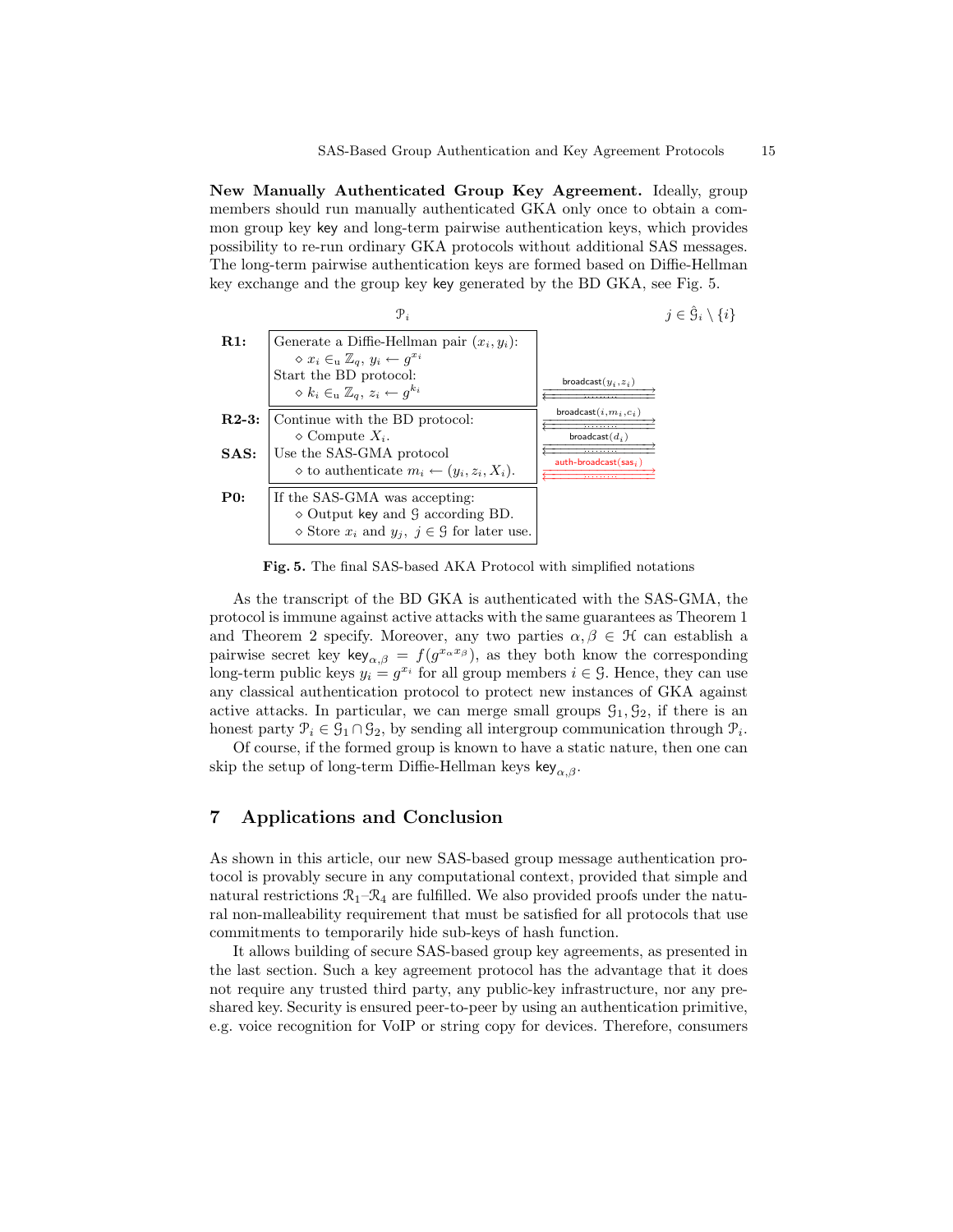**New Manually Authenticated Group Key Agreement.** Ideally, group members should run manually authenticated GKA only once to obtain a common group key key and long-term pairwise authentication keys, which provides possibility to re-run ordinary GKA protocols without additional SAS messages. The long-term pairwise authentication keys are formed based on Diffie-Hellman key exchange and the group key key generated by the BD GKA, see Fig. 5.

| | $\mathcal{P}_i$ | | $j \in \hat{\mathcal{G}}_i \setminus \{i\}$ |
|---|---|---|---|
| **R1:** | Generate a Diffie-Hellman pair $(x_i, y_i)$: ◇ $x_i \in_u \mathbb{Z}_q$, $y_i \leftarrow g^{x_i}$. Start the BD protocol: ◇ $k_i \in_u \mathbb{Z}_q$, $z_i \leftarrow g^{k_i}$ | broadcast$(y_i, z_i)$ | |
| **R2-3:** | Continue with the BD protocol: ◇ Compute $X_i$. | broadcast$(i, m_i, c_i)$; broadcast$(d_i)$ | |
| **SAS:** | Use the SAS-GMA protocol ◇ to authenticate $m_i \leftarrow (y_i, z_i, X_i)$. | auth-broadcast$(\mathsf{sas}_i)$ | |
| **P0:** | If the SAS-GMA was accepting: ◇ Output key and $\mathcal{G}$ according BD. ◇ Store $x_i$ and $y_j$, $j \in \mathcal{G}$ for later use. | | |

**Fig. 5.** The final SAS-based AKA Protocol with simplified notations

As the transcript of the BD GKA is authenticated with the SAS-GMA, the protocol is immune against active attacks with the same guarantees as Theorem 1 and Theorem 2 specify. Moreover, any two parties $\alpha, \beta \in \mathcal{H}$ can establish a pairwise secret key $\mathsf{key}_{\alpha,\beta} = f(g^{x_\alpha x_\beta})$, as they both know the corresponding long-term public keys $y_i = g^{x_i}$ for all group members $i \in \mathcal{G}$. Hence, they can use any classical authentication protocol to protect new instances of GKA against active attacks. In particular, we can merge small groups $\mathcal{G}_1, \mathcal{G}_2$, if there is an honest party $\mathcal{P}_i \in \mathcal{G}_1 \cap \mathcal{G}_2$, by sending all intergroup communication through $\mathcal{P}_i$.

Of course, if the formed group is known to have a static nature, then one can skip the setup of long-term Diffie-Hellman keys $\mathsf{key}_{\alpha,\beta}$.

## 7 Applications and Conclusion

As shown in this article, our new SAS-based group message authentication protocol is provably secure in any computational context, provided that simple and natural restrictions $\mathcal{R}_1$–$\mathcal{R}_4$ are fulfilled. We also provided proofs under the natural non-malleability requirement that must be satisfied for all protocols that use commitments to temporarily hide sub-keys of hash function.

It allows building of secure SAS-based group key agreements, as presented in the last section. Such a key agreement protocol has the advantage that it does not require any trusted third party, any public-key infrastructure, nor any preshared key. Security is ensured peer-to-peer by using an authentication primitive, e.g. voice recognition for VoIP or string copy for devices. Therefore, consumers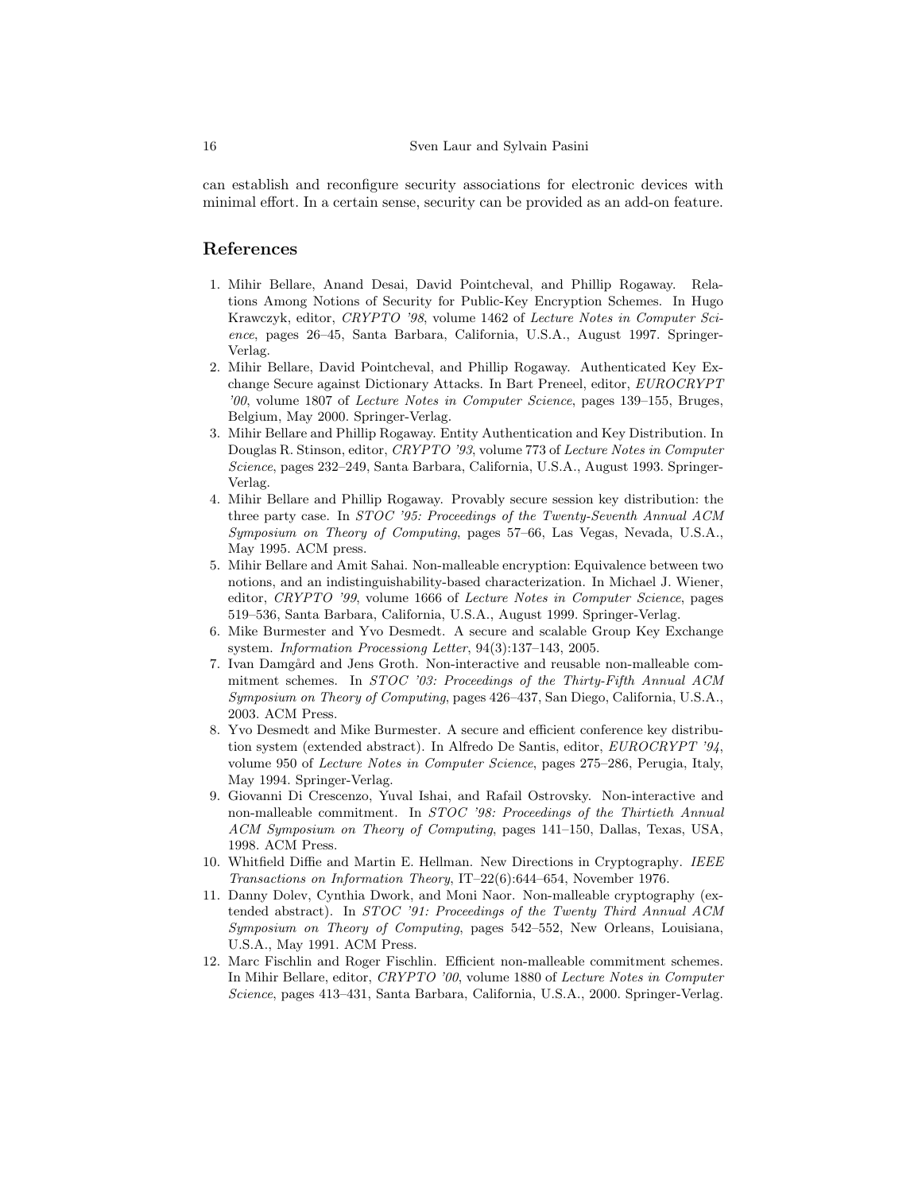can establish and reconfigure security associations for electronic devices with minimal effort. In a certain sense, security can be provided as an add-on feature.

## References

1. Mihir Bellare, Anand Desai, David Pointcheval, and Phillip Rogaway. Relations Among Notions of Security for Public-Key Encryption Schemes. In Hugo Krawczyk, editor, *CRYPTO '98*, volume 1462 of *Lecture Notes in Computer Science*, pages 26–45, Santa Barbara, California, U.S.A., August 1997. Springer-Verlag.
2. Mihir Bellare, David Pointcheval, and Phillip Rogaway. Authenticated Key Exchange Secure against Dictionary Attacks. In Bart Preneel, editor, *EUROCRYPT '00*, volume 1807 of *Lecture Notes in Computer Science*, pages 139–155, Bruges, Belgium, May 2000. Springer-Verlag.
3. Mihir Bellare and Phillip Rogaway. Entity Authentication and Key Distribution. In Douglas R. Stinson, editor, *CRYPTO '93*, volume 773 of *Lecture Notes in Computer Science*, pages 232–249, Santa Barbara, California, U.S.A., August 1993. Springer-Verlag.
4. Mihir Bellare and Phillip Rogaway. Provably secure session key distribution: the three party case. In *STOC '95: Proceedings of the Twenty-Seventh Annual ACM Symposium on Theory of Computing*, pages 57–66, Las Vegas, Nevada, U.S.A., May 1995. ACM press.
5. Mihir Bellare and Amit Sahai. Non-malleable encryption: Equivalence between two notions, and an indistinguishability-based characterization. In Michael J. Wiener, editor, *CRYPTO '99*, volume 1666 of *Lecture Notes in Computer Science*, pages 519–536, Santa Barbara, California, U.S.A., August 1999. Springer-Verlag.
6. Mike Burmester and Yvo Desmedt. A secure and scalable Group Key Exchange system. *Information Processiong Letter*, 94(3):137–143, 2005.
7. Ivan Damgård and Jens Groth. Non-interactive and reusable non-malleable commitment schemes. In *STOC '03: Proceedings of the Thirty-Fifth Annual ACM Symposium on Theory of Computing*, pages 426–437, San Diego, California, U.S.A., 2003. ACM Press.
8. Yvo Desmedt and Mike Burmester. A secure and efficient conference key distribution system (extended abstract). In Alfredo De Santis, editor, *EUROCRYPT '94*, volume 950 of *Lecture Notes in Computer Science*, pages 275–286, Perugia, Italy, May 1994. Springer-Verlag.
9. Giovanni Di Crescenzo, Yuval Ishai, and Rafail Ostrovsky. Non-interactive and non-malleable commitment. In *STOC '98: Proceedings of the Thirtieth Annual ACM Symposium on Theory of Computing*, pages 141–150, Dallas, Texas, USA, 1998. ACM Press.
10. Whitfield Diffie and Martin E. Hellman. New Directions in Cryptography. *IEEE Transactions on Information Theory*, IT–22(6):644–654, November 1976.
11. Danny Dolev, Cynthia Dwork, and Moni Naor. Non-malleable cryptography (extended abstract). In *STOC '91: Proceedings of the Twenty Third Annual ACM Symposium on Theory of Computing*, pages 542–552, New Orleans, Louisiana, U.S.A., May 1991. ACM Press.
12. Marc Fischlin and Roger Fischlin. Efficient non-malleable commitment schemes. In Mihir Bellare, editor, *CRYPTO '00*, volume 1880 of *Lecture Notes in Computer Science*, pages 413–431, Santa Barbara, California, U.S.A., 2000. Springer-Verlag.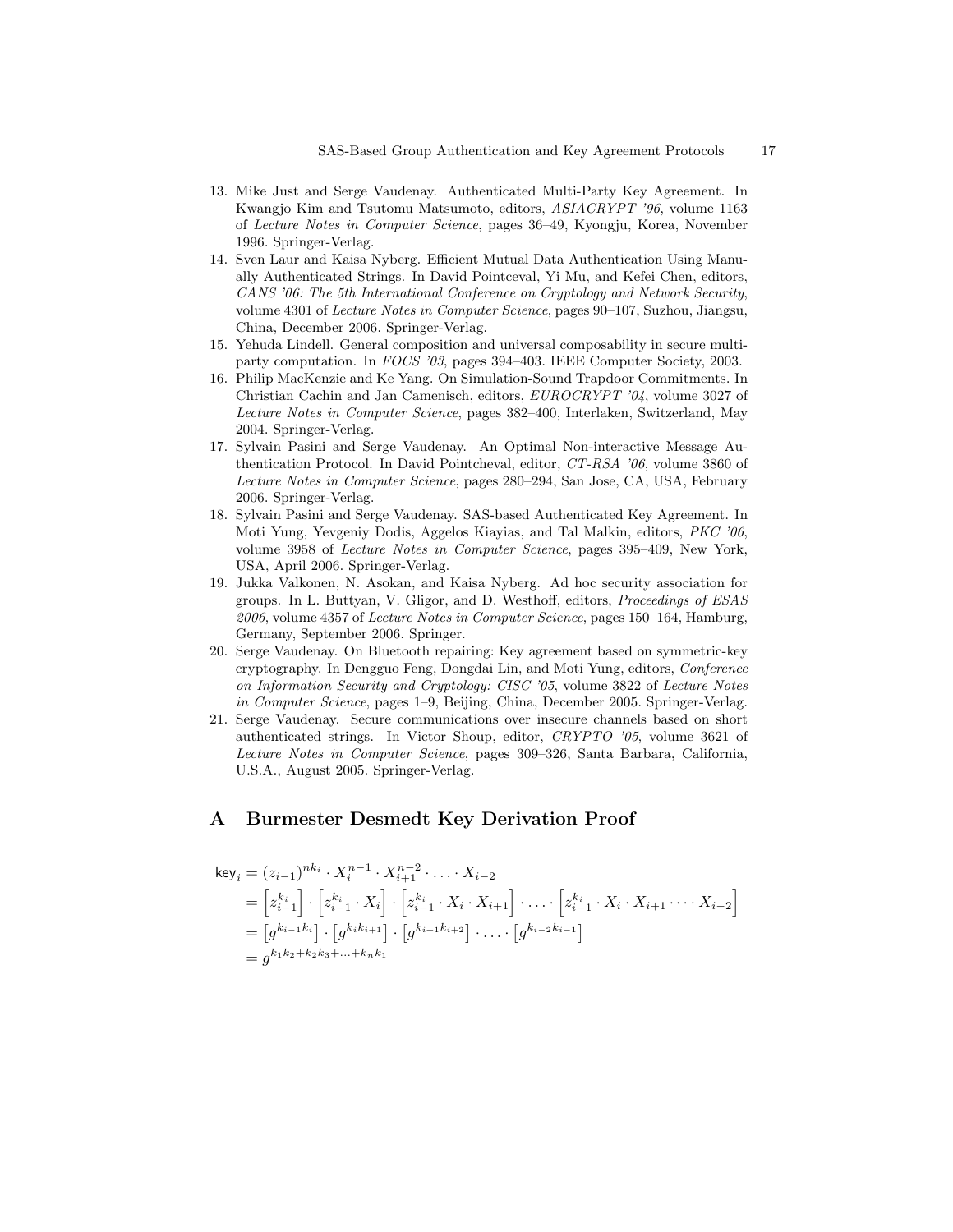13. Mike Just and Serge Vaudenay. Authenticated Multi-Party Key Agreement. In Kwangjo Kim and Tsutomu Matsumoto, editors, *ASIACRYPT '96*, volume 1163 of *Lecture Notes in Computer Science*, pages 36–49, Kyongju, Korea, November 1996. Springer-Verlag.
14. Sven Laur and Kaisa Nyberg. Efficient Mutual Data Authentication Using Manually Authenticated Strings. In David Pointceval, Yi Mu, and Kefei Chen, editors, *CANS '06: The 5th International Conference on Cryptology and Network Security*, volume 4301 of *Lecture Notes in Computer Science*, pages 90–107, Suzhou, Jiangsu, China, December 2006. Springer-Verlag.
15. Yehuda Lindell. General composition and universal composability in secure multiparty computation. In *FOCS '03*, pages 394–403. IEEE Computer Society, 2003.
16. Philip MacKenzie and Ke Yang. On Simulation-Sound Trapdoor Commitments. In Christian Cachin and Jan Camenisch, editors, *EUROCRYPT '04*, volume 3027 of *Lecture Notes in Computer Science*, pages 382–400, Interlaken, Switzerland, May 2004. Springer-Verlag.
17. Sylvain Pasini and Serge Vaudenay. An Optimal Non-interactive Message Authentication Protocol. In David Pointcheval, editor, *CT-RSA '06*, volume 3860 of *Lecture Notes in Computer Science*, pages 280–294, San Jose, CA, USA, February 2006. Springer-Verlag.
18. Sylvain Pasini and Serge Vaudenay. SAS-based Authenticated Key Agreement. In Moti Yung, Yevgeniy Dodis, Aggelos Kiayias, and Tal Malkin, editors, *PKC '06*, volume 3958 of *Lecture Notes in Computer Science*, pages 395–409, New York, USA, April 2006. Springer-Verlag.
19. Jukka Valkonen, N. Asokan, and Kaisa Nyberg. Ad hoc security association for groups. In L. Buttyan, V. Gligor, and D. Westhoff, editors, *Proceedings of ESAS 2006*, volume 4357 of *Lecture Notes in Computer Science*, pages 150–164, Hamburg, Germany, September 2006. Springer.
20. Serge Vaudenay. On Bluetooth repairing: Key agreement based on symmetric-key cryptography. In Dengguo Feng, Dongdai Lin, and Moti Yung, editors, *Conference on Information Security and Cryptology: CISC '05*, volume 3822 of *Lecture Notes in Computer Science*, pages 1–9, Beijing, China, December 2005. Springer-Verlag.
21. Serge Vaudenay. Secure communications over insecure channels based on short authenticated strings. In Victor Shoup, editor, *CRYPTO '05*, volume 3621 of *Lecture Notes in Computer Science*, pages 309–326, Santa Barbara, California, U.S.A., August 2005. Springer-Verlag.

# A Burmester Desmedt Key Derivation Proof

$$
\begin{aligned}
\mathsf{key}_i &= (z_{i-1})^{nk_i} \cdot X_i^{n-1} \cdot X_{i+1}^{n-2} \cdot \ldots \cdot X_{i-2} \\
&= \left[z_{i-1}^{k_i}\right] \cdot \left[z_{i-1}^{k_i} \cdot X_i\right] \cdot \left[z_{i-1}^{k_i} \cdot X_i \cdot X_{i+1}\right] \cdot \ldots \cdot \left[z_{i-1}^{k_i} \cdot X_i \cdot X_{i+1} \cdot \cdots \cdot X_{i-2}\right] \\
&= \left[g^{k_{i-1}k_i}\right] \cdot \left[g^{k_i k_{i+1}}\right] \cdot \left[g^{k_{i+1}k_{i+2}}\right] \cdot \ldots \cdot \left[g^{k_{i-2}k_{i-1}}\right] \\
&= g^{k_1k_2+k_2k_3+\ldots+k_nk_1}
\end{aligned}
$$